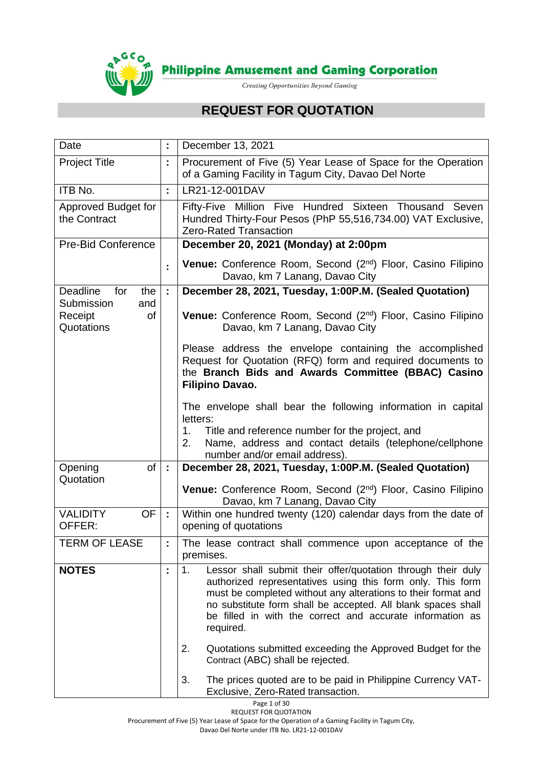**Philippine Amusement and Gaming Corporation**

*Creating Opportunities Beyond Gaming*

# REQUEST FOR QUOTATION

| | | |
|---|---|---|
| Date | : | December 13, 2021 |
| Project Title | : | Procurement of Five (5) Year Lease of Space for the Operation of a Gaming Facility in Tagum City, Davao Del Norte |
| ITB No. | : | LR21-12-001DAV |
| Approved Budget for the Contract | | Fifty-Five Million Five Hundred Sixteen Thousand Seven Hundred Thirty-Four Pesos (PhP 55,516,734.00) VAT Exclusive, Zero-Rated Transaction |
| Pre-Bid Conference | : | **December 20, 2021 (Monday) at 2:00pm**<br><br>**Venue:** Conference Room, Second (2nd) Floor, Casino Filipino Davao, km 7 Lanang, Davao City |
| Deadline for the Submission and Receipt of Quotations | : | **December 28, 2021, Tuesday, 1:00P.M. (Sealed Quotation)**<br><br>**Venue:** Conference Room, Second (2nd) Floor, Casino Filipino Davao, km 7 Lanang, Davao City<br><br>Please address the envelope containing the accomplished Request for Quotation (RFQ) form and required documents to the **Branch Bids and Awards Committee (BBAC) Casino Filipino Davao.**<br><br>The envelope shall bear the following information in capital letters:<br>1. Title and reference number for the project, and<br>2. Name, address and contact details (telephone/cellphone number and/or email address). |
| Opening of Quotation | : | **December 28, 2021, Tuesday, 1:00P.M. (Sealed Quotation)**<br><br>**Venue:** Conference Room, Second (2nd) Floor, Casino Filipino Davao, km 7 Lanang, Davao City |
| VALIDITY OF OFFER: | : | Within one hundred twenty (120) calendar days from the date of opening of quotations |
| TERM OF LEASE | : | The lease contract shall commence upon acceptance of the premises. |
| **NOTES** | : | 1. Lessor shall submit their offer/quotation through their duly authorized representatives using this form only. This form must be completed without any alterations to their format and no substitute form shall be accepted. All blank spaces shall be filled in with the correct and accurate information as required.<br><br>2. Quotations submitted exceeding the Approved Budget for the Contract (ABC) shall be rejected.<br><br>3. The prices quoted are to be paid in Philippine Currency VAT-Exclusive, Zero-Rated transaction. |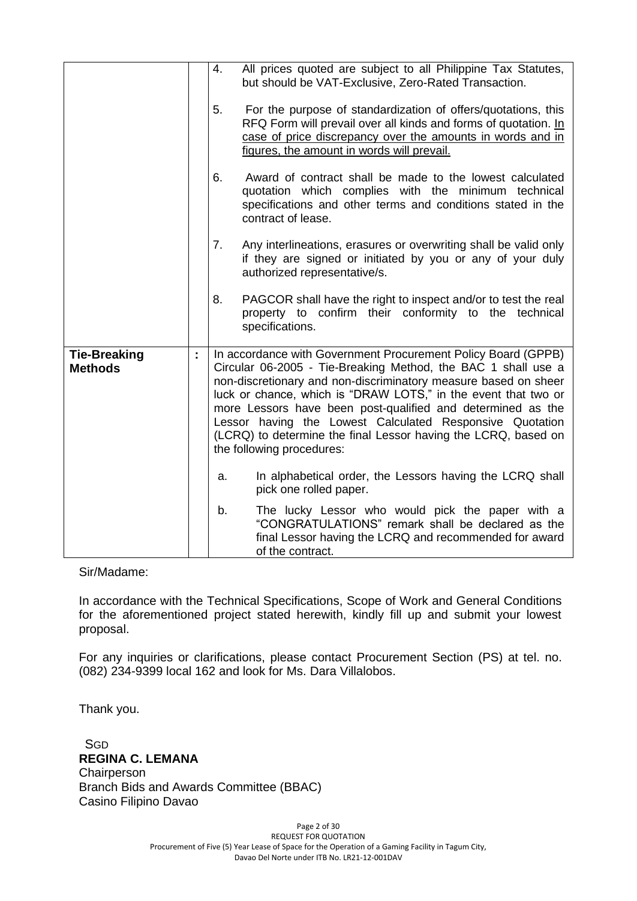| | | |
|---|---|---|
| | | 4. All prices quoted are subject to all Philippine Tax Statutes, but should be VAT-Exclusive, Zero-Rated Transaction.<br><br>5. For the purpose of standardization of offers/quotations, this RFQ Form will prevail over all kinds and forms of quotation. <u>In case of price discrepancy over the amounts in words and in figures, the amount in words will prevail.</u><br><br>6. Award of contract shall be made to the lowest calculated quotation which complies with the minimum technical specifications and other terms and conditions stated in the contract of lease.<br><br>7. Any interlineations, erasures or overwriting shall be valid only if they are signed or initiated by you or any of your duly authorized representative/s.<br><br>8. PAGCOR shall have the right to inspect and/or to test the real property to confirm their conformity to the technical specifications. |
| **Tie-Breaking Methods** | : | In accordance with Government Procurement Policy Board (GPPB) Circular 06-2005 - Tie-Breaking Method, the BAC 1 shall use a non-discretionary and non-discriminatory measure based on sheer luck or chance, which is "DRAW LOTS," in the event that two or more Lessors have been post-qualified and determined as the Lessor having the Lowest Calculated Responsive Quotation (LCRQ) to determine the final Lessor having the LCRQ, based on the following procedures:<br><br>a. In alphabetical order, the Lessors having the LCRQ shall pick one rolled paper.<br><br>b. The lucky Lessor who would pick the paper with a "CONGRATULATIONS" remark shall be declared as the final Lessor having the LCRQ and recommended for award of the contract. |

Sir/Madame:

In accordance with the Technical Specifications, Scope of Work and General Conditions for the aforementioned project stated herewith, kindly fill up and submit your lowest proposal.

For any inquiries or clarifications, please contact Procurement Section (PS) at tel. no. (082) 234-9399 local 162 and look for Ms. Dara Villalobos.

Thank you.

SGD
**REGINA C. LEMANA**
Chairperson
Branch Bids and Awards Committee (BBAC)
Casino Filipino Davao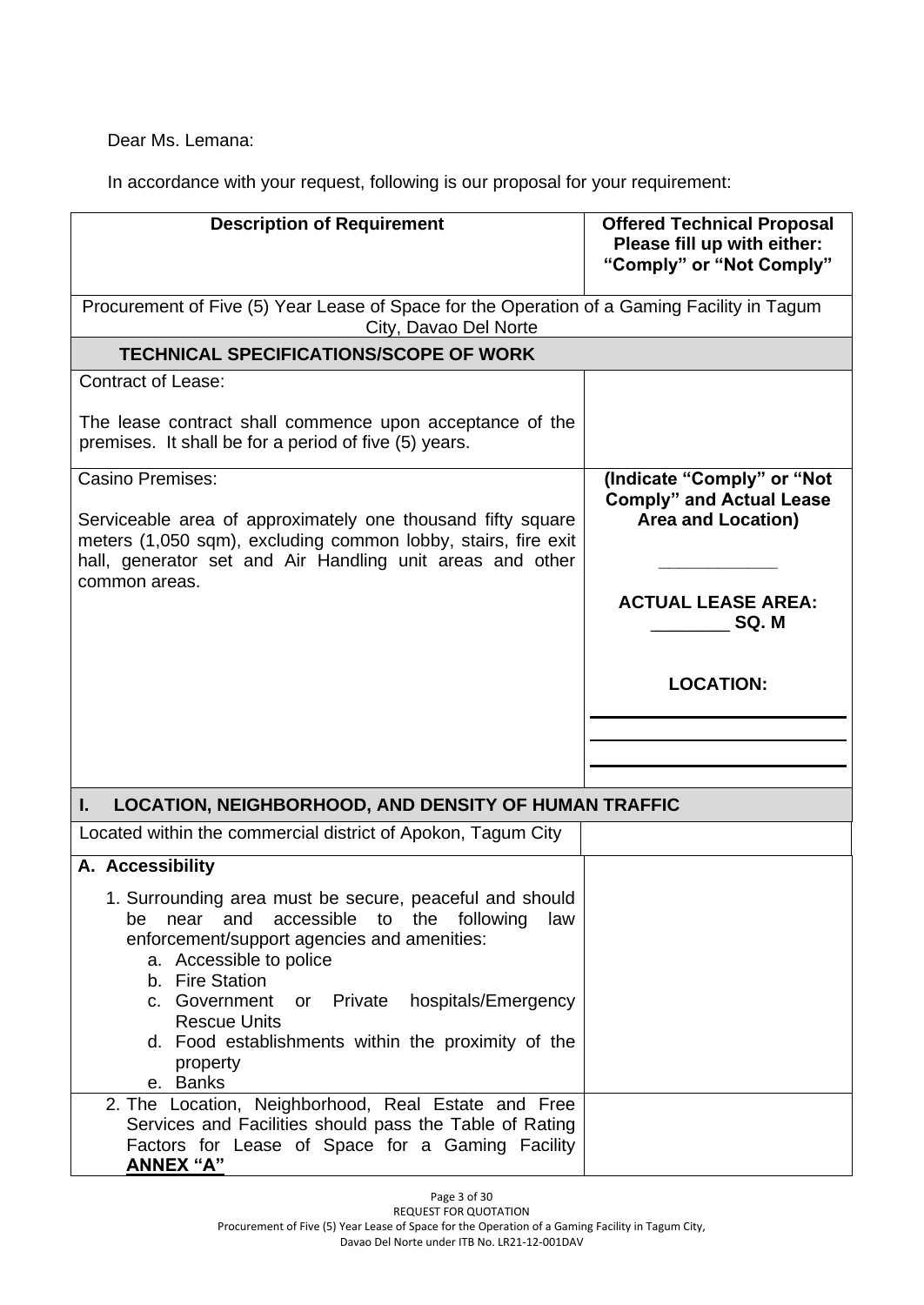Dear Ms. Lemana:

In accordance with your request, following is our proposal for your requirement:

| Description of Requirement | Offered Technical Proposal Please fill up with either: "Comply" or "Not Comply" |
|---|---|
| Procurement of Five (5) Year Lease of Space for the Operation of a Gaming Facility in Tagum City, Davao Del Norte | |
| **TECHNICAL SPECIFICATIONS/SCOPE OF WORK** | |
| Contract of Lease:<br><br>The lease contract shall commence upon acceptance of the premises. It shall be for a period of five (5) years. | |
| Casino Premises:<br><br>Serviceable area of approximately one thousand fifty square meters (1,050 sqm), excluding common lobby, stairs, fire exit hall, generator set and Air Handling unit areas and other common areas. | **(Indicate "Comply" or "Not Comply" and Actual Lease Area and Location)**<br><br>____________<br><br>**ACTUAL LEASE AREA: ________ SQ. M**<br><br>**LOCATION:**<br>____________<br>____________<br>____________ |
| **I. LOCATION, NEIGHBORHOOD, AND DENSITY OF HUMAN TRAFFIC** | |
| Located within the commercial district of Apokon, Tagum City | |
| **A. Accessibility**<br><br>1. Surrounding area must be secure, peaceful and should be near and accessible to the following law enforcement/support agencies and amenities:<br>a. Accessible to police<br>b. Fire Station<br>c. Government or Private hospitals/Emergency Rescue Units<br>d. Food establishments within the proximity of the property<br>e. Banks | |
| 2. The Location, Neighborhood, Real Estate and Free Services and Facilities should pass the Table of Rating Factors for Lease of Space for a Gaming Facility **ANNEX "A"** | |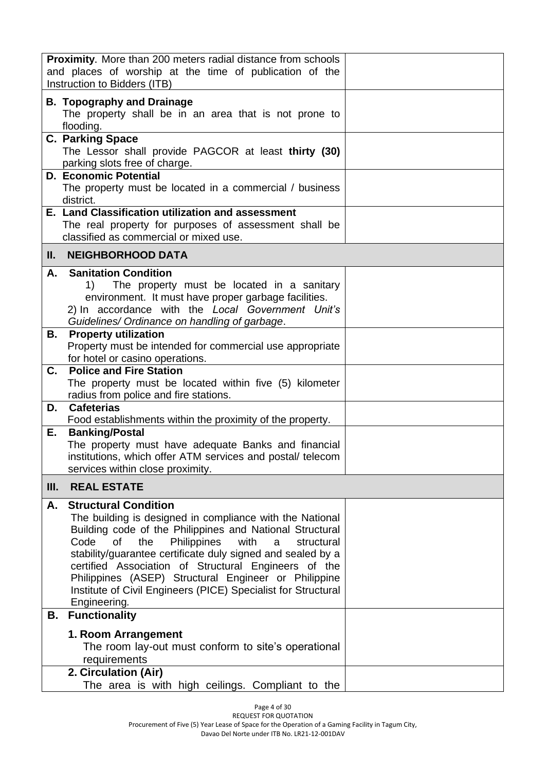| | |
|---|---|
| **Proximity**. More than 200 meters radial distance from schools and places of worship at the time of publication of the Instruction to Bidders (ITB) | |
| **B. Topography and Drainage**<br>The property shall be in an area that is not prone to flooding. | |
| **C. Parking Space**<br>The Lessor shall provide PAGCOR at least **thirty (30)** parking slots free of charge. | |
| **D. Economic Potential**<br>The property must be located in a commercial / business district. | |
| **E. Land Classification utilization and assessment**<br>The real property for purposes of assessment shall be classified as commercial or mixed use. | |
| **II. NEIGHBORHOOD DATA** | |
| **A. Sanitation Condition**<br>1) The property must be located in a sanitary environment. It must have proper garbage facilities.<br>2) In accordance with the *Local Government Unit's Guidelines/ Ordinance on handling of garbage*. | |
| **B. Property utilization**<br>Property must be intended for commercial use appropriate for hotel or casino operations. | |
| **C. Police and Fire Station**<br>The property must be located within five (5) kilometer radius from police and fire stations. | |
| **D. Cafeterias**<br>Food establishments within the proximity of the property. | |
| **E. Banking/Postal**<br>The property must have adequate Banks and financial institutions, which offer ATM services and postal/ telecom services within close proximity. | |
| **III. REAL ESTATE** | |
| **A. Structural Condition**<br>The building is designed in compliance with the National Building code of the Philippines and National Structural Code of the Philippines with a structural stability/guarantee certificate duly signed and sealed by a certified Association of Structural Engineers of the Philippines (ASEP) Structural Engineer or Philippine Institute of Civil Engineers (PICE) Specialist for Structural Engineering. | |
| **B. Functionality**<br>**1. Room Arrangement**<br>The room lay-out must conform to site's operational requirements | |
| **2. Circulation (Air)**<br>The area is with high ceilings. Compliant to the | |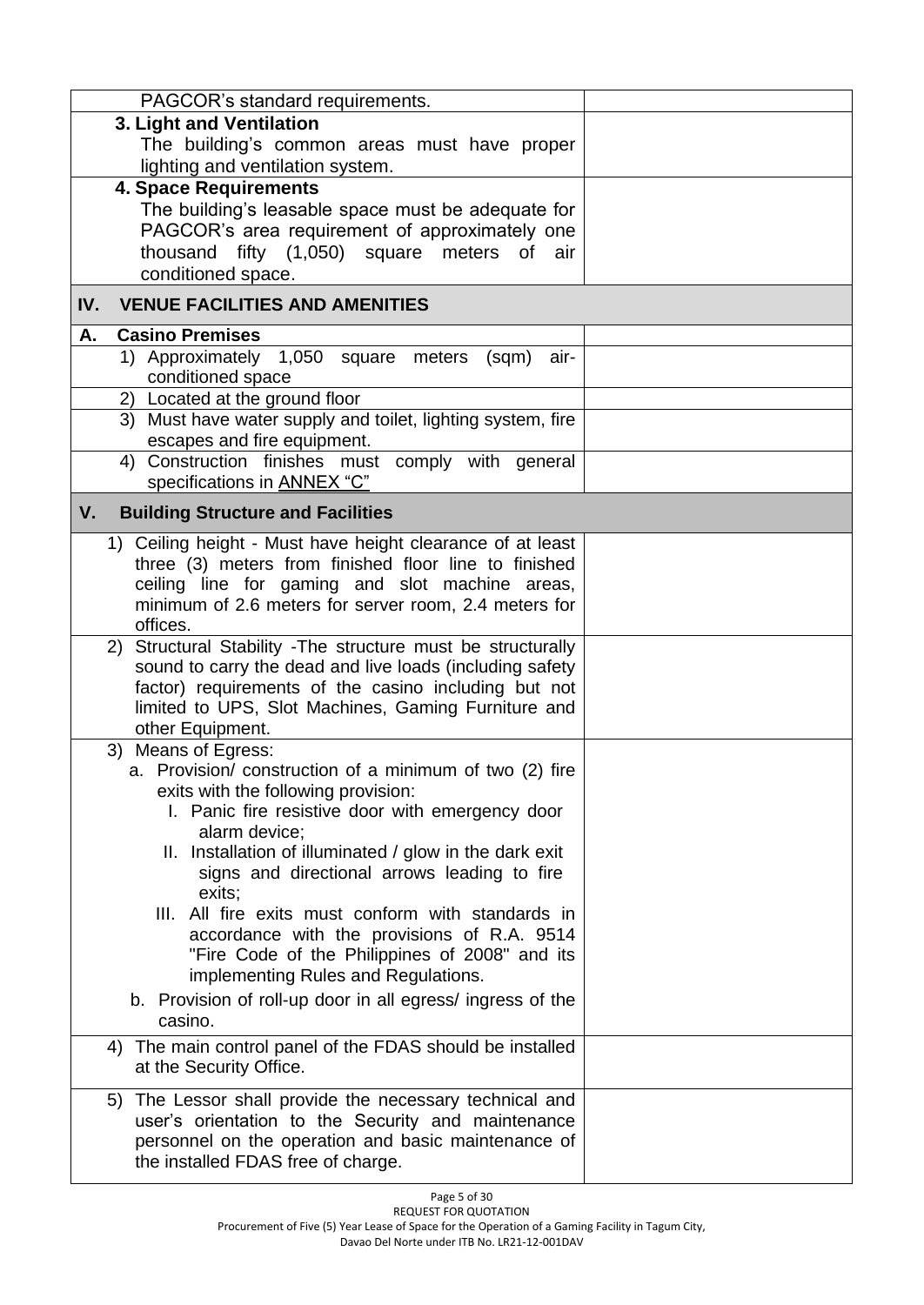| | |
|---|---|
| PAGCOR's standard requirements. | |
| **3. Light and Ventilation**<br>The building's common areas must have proper lighting and ventilation system. | |
| **4. Space Requirements**<br>The building's leasable space must be adequate for PAGCOR's area requirement of approximately one thousand fifty (1,050) square meters of air conditioned space. | |
| **IV. VENUE FACILITIES AND AMENITIES** | |
| **A. Casino Premises** | |
| 1) Approximately 1,050 square meters (sqm) air-conditioned space | |
| 2) Located at the ground floor | |
| 3) Must have water supply and toilet, lighting system, fire escapes and fire equipment. | |
| 4) Construction finishes must comply with general specifications in ANNEX "C" | |
| **V. Building Structure and Facilities** | |
| 1) Ceiling height - Must have height clearance of at least three (3) meters from finished floor line to finished ceiling line for gaming and slot machine areas, minimum of 2.6 meters for server room, 2.4 meters for offices. | |
| 2) Structural Stability -The structure must be structurally sound to carry the dead and live loads (including safety factor) requirements of the casino including but not limited to UPS, Slot Machines, Gaming Furniture and other Equipment. | |
| 3) Means of Egress:<br>a. Provision/ construction of a minimum of two (2) fire exits with the following provision:<br>I. Panic fire resistive door with emergency door alarm device;<br>II. Installation of illuminated / glow in the dark exit signs and directional arrows leading to fire exits;<br>III. All fire exits must conform with standards in accordance with the provisions of R.A. 9514 "Fire Code of the Philippines of 2008" and its implementing Rules and Regulations.<br>b. Provision of roll-up door in all egress/ ingress of the casino. | |
| 4) The main control panel of the FDAS should be installed at the Security Office. | |
| 5) The Lessor shall provide the necessary technical and user's orientation to the Security and maintenance personnel on the operation and basic maintenance of the installed FDAS free of charge. | |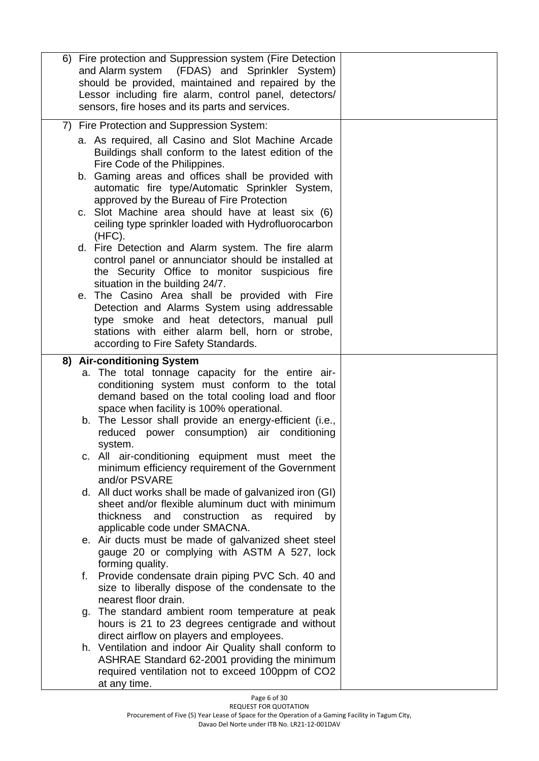| | |
|---|---|
| 6) Fire protection and Suppression system (Fire Detection and Alarm system (FDAS) and Sprinkler System) should be provided, maintained and repaired by the Lessor including fire alarm, control panel, detectors/ sensors, fire hoses and its parts and services. | |
| 7) Fire Protection and Suppression System:<br>a. As required, all Casino and Slot Machine Arcade Buildings shall conform to the latest edition of the Fire Code of the Philippines.<br>b. Gaming areas and offices shall be provided with automatic fire type/Automatic Sprinkler System, approved by the Bureau of Fire Protection<br>c. Slot Machine area should have at least six (6) ceiling type sprinkler loaded with Hydrofluorocarbon (HFC).<br>d. Fire Detection and Alarm system. The fire alarm control panel or annunciator should be installed at the Security Office to monitor suspicious fire situation in the building 24/7.<br>e. The Casino Area shall be provided with Fire Detection and Alarms System using addressable type smoke and heat detectors, manual pull stations with either alarm bell, horn or strobe, according to Fire Safety Standards. | |
| **8) Air-conditioning System**<br>a. The total tonnage capacity for the entire air-conditioning system must conform to the total demand based on the total cooling load and floor space when facility is 100% operational.<br>b. The Lessor shall provide an energy-efficient (i.e., reduced power consumption) air conditioning system.<br>c. All air-conditioning equipment must meet the minimum efficiency requirement of the Government and/or PSVARE<br>d. All duct works shall be made of galvanized iron (GI) sheet and/or flexible aluminum duct with minimum thickness and construction as required by applicable code under SMACNA.<br>e. Air ducts must be made of galvanized sheet steel gauge 20 or complying with ASTM A 527, lock forming quality.<br>f. Provide condensate drain piping PVC Sch. 40 and size to liberally dispose of the condensate to the nearest floor drain.<br>g. The standard ambient room temperature at peak hours is 21 to 23 degrees centigrade and without direct airflow on players and employees.<br>h. Ventilation and indoor Air Quality shall conform to ASHRAE Standard 62-2001 providing the minimum required ventilation not to exceed 100ppm of $CO_2$ at any time. | |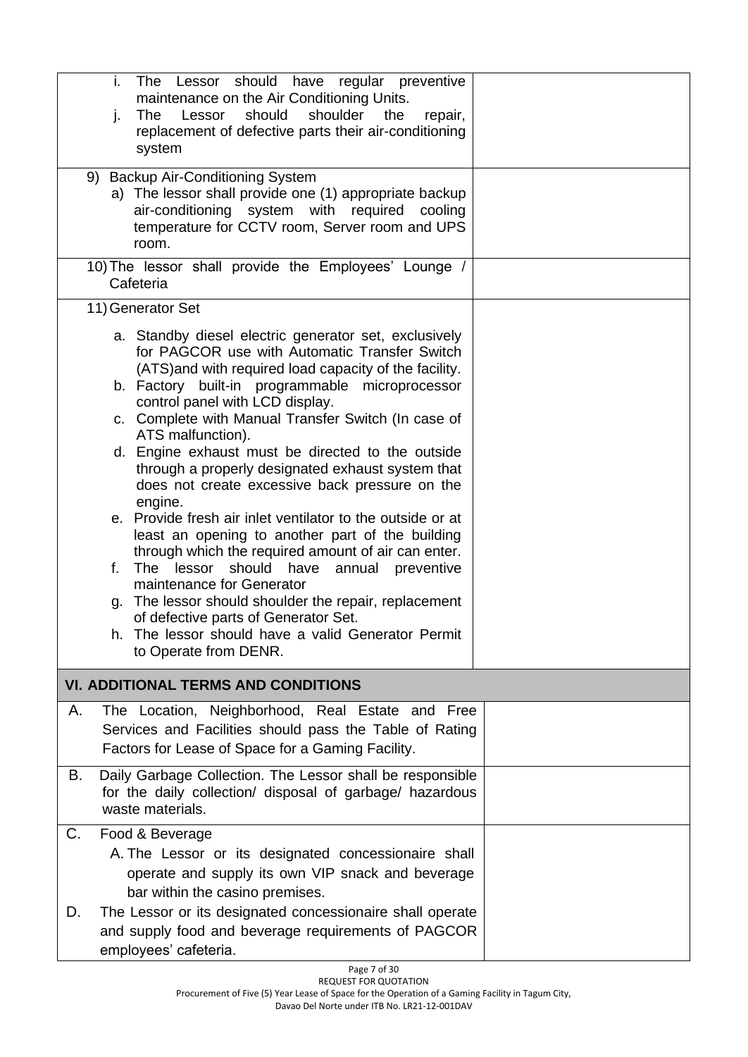| | |
|---|---|
| i. The Lessor should have regular preventive maintenance on the Air Conditioning Units.<br>j. The Lessor should shoulder the repair, replacement of defective parts their air-conditioning system | |
| 9) Backup Air-Conditioning System<br>a) The lessor shall provide one (1) appropriate backup air-conditioning system with required cooling temperature for CCTV room, Server room and UPS room. | |
| 10) The lessor shall provide the Employees' Lounge / Cafeteria | |
| 11) Generator Set<br>a. Standby diesel electric generator set, exclusively for PAGCOR use with Automatic Transfer Switch (ATS)and with required load capacity of the facility.<br>b. Factory built-in programmable microprocessor control panel with LCD display.<br>c. Complete with Manual Transfer Switch (In case of ATS malfunction).<br>d. Engine exhaust must be directed to the outside through a properly designated exhaust system that does not create excessive back pressure on the engine.<br>e. Provide fresh air inlet ventilator to the outside or at least an opening to another part of the building through which the required amount of air can enter.<br>f. The lessor should have annual preventive maintenance for Generator<br>g. The lessor should shoulder the repair, replacement of defective parts of Generator Set.<br>h. The lessor should have a valid Generator Permit to Operate from DENR. | |
| **VI. ADDITIONAL TERMS AND CONDITIONS** | |
| A. The Location, Neighborhood, Real Estate and Free Services and Facilities should pass the Table of Rating Factors for Lease of Space for a Gaming Facility. | |
| B. Daily Garbage Collection. The Lessor shall be responsible for the daily collection/ disposal of garbage/ hazardous waste materials. | |
| C. Food & Beverage<br>A. The Lessor or its designated concessionaire shall operate and supply its own VIP snack and beverage bar within the casino premises.<br>D. The Lessor or its designated concessionaire shall operate and supply food and beverage requirements of PAGCOR employees' cafeteria. | |

REQUEST FOR QUOTATION
Procurement of Five (5) Year Lease of Space for the Operation of a Gaming Facility in Tagum City, Davao Del Norte under ITB No. LR21-12-001DAV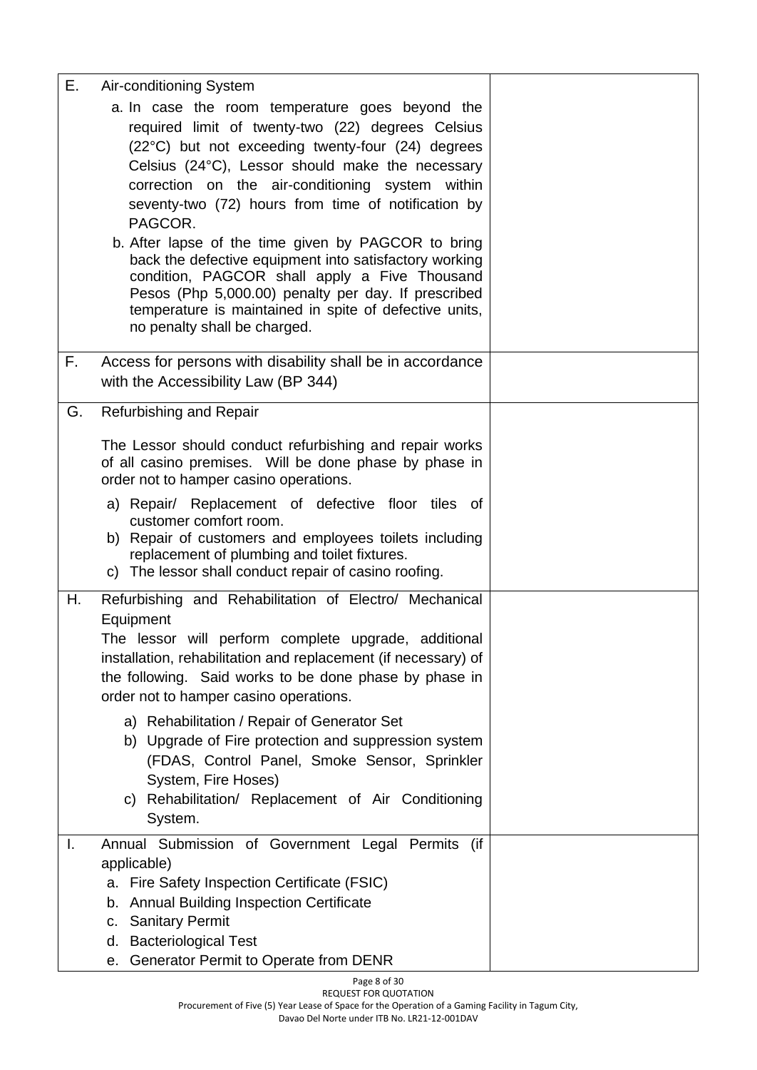| | | |
|---|---|---|
| E. | Air-conditioning System<br>a. In case the room temperature goes beyond the required limit of twenty-two (22) degrees Celsius (22°C) but not exceeding twenty-four (24) degrees Celsius (24°C), Lessor should make the necessary correction on the air-conditioning system within seventy-two (72) hours from time of notification by PAGCOR.<br>b. After lapse of the time given by PAGCOR to bring back the defective equipment into satisfactory working condition, PAGCOR shall apply a Five Thousand Pesos (Php 5,000.00) penalty per day. If prescribed temperature is maintained in spite of defective units, no penalty shall be charged. | |
| F. | Access for persons with disability shall be in accordance with the Accessibility Law (BP 344) | |
| G. | Refurbishing and Repair<br><br>The Lessor should conduct refurbishing and repair works of all casino premises. Will be done phase by phase in order not to hamper casino operations.<br>a) Repair/ Replacement of defective floor tiles of customer comfort room.<br>b) Repair of customers and employees toilets including replacement of plumbing and toilet fixtures.<br>c) The lessor shall conduct repair of casino roofing. | |
| H. | Refurbishing and Rehabilitation of Electro/ Mechanical Equipment<br>The lessor will perform complete upgrade, additional installation, rehabilitation and replacement (if necessary) of the following. Said works to be done phase by phase in order not to hamper casino operations.<br>a) Rehabilitation / Repair of Generator Set<br>b) Upgrade of Fire protection and suppression system (FDAS, Control Panel, Smoke Sensor, Sprinkler System, Fire Hoses)<br>c) Rehabilitation/ Replacement of Air Conditioning System. | |
| I. | Annual Submission of Government Legal Permits (if applicable)<br>a. Fire Safety Inspection Certificate (FSIC)<br>b. Annual Building Inspection Certificate<br>c. Sanitary Permit<br>d. Bacteriological Test<br>e. Generator Permit to Operate from DENR | |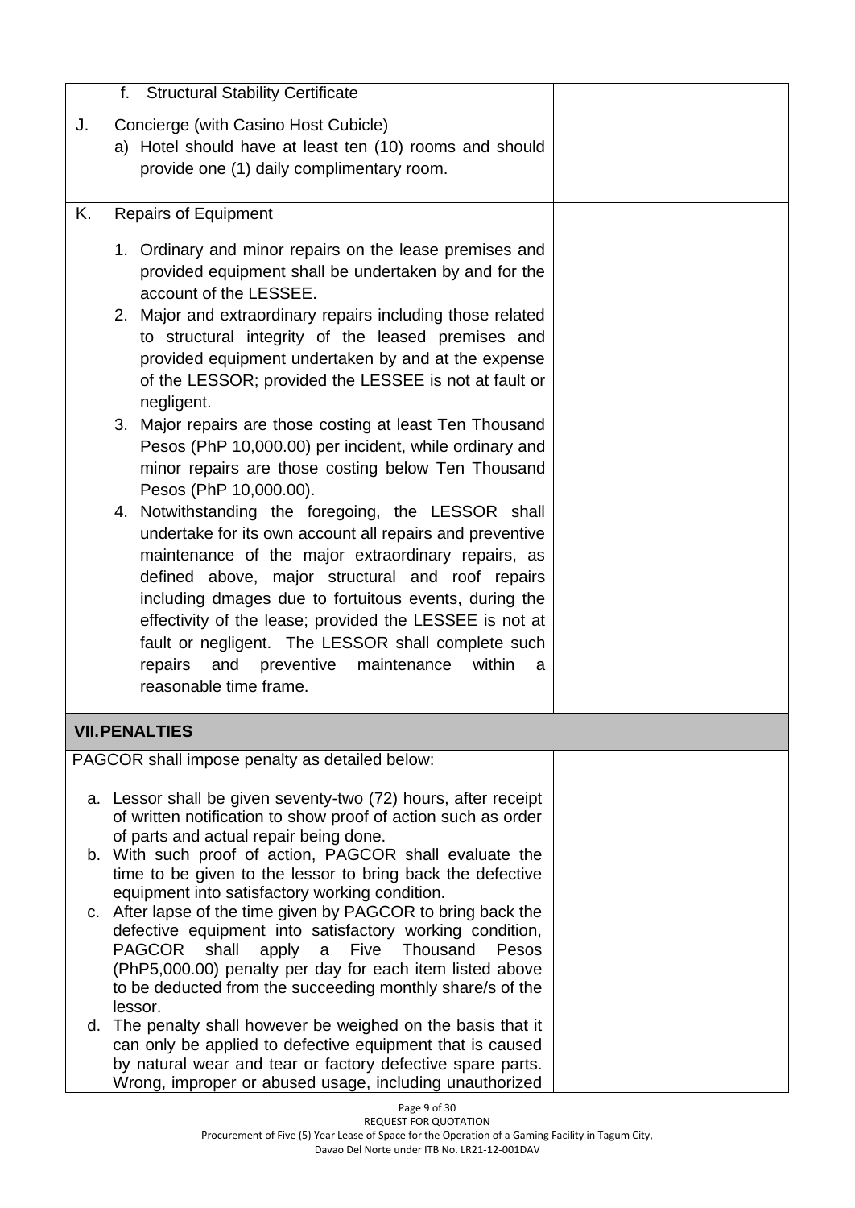| | |
|---|---|
| f. Structural Stability Certificate | |
| J. Concierge (with Casino Host Cubicle)<br>a) Hotel should have at least ten (10) rooms and should provide one (1) daily complimentary room. | |
| K. Repairs of Equipment<br>1. Ordinary and minor repairs on the lease premises and provided equipment shall be undertaken by and for the account of the LESSEE.<br>2. Major and extraordinary repairs including those related to structural integrity of the leased premises and provided equipment undertaken by and at the expense of the LESSOR; provided the LESSEE is not at fault or negligent.<br>3. Major repairs are those costing at least Ten Thousand Pesos (PhP 10,000.00) per incident, while ordinary and minor repairs are those costing below Ten Thousand Pesos (PhP 10,000.00).<br>4. Notwithstanding the foregoing, the LESSOR shall undertake for its own account all repairs and preventive maintenance of the major extraordinary repairs, as defined above, major structural and roof repairs including dmages due to fortuitous events, during the effectivity of the lease; provided the LESSEE is not at fault or negligent. The LESSOR shall complete such repairs and preventive maintenance within a reasonable time frame. | |
| **VII. PENALTIES** | |
| PAGCOR shall impose penalty as detailed below:<br>a. Lessor shall be given seventy-two (72) hours, after receipt of written notification to show proof of action such as order of parts and actual repair being done.<br>b. With such proof of action, PAGCOR shall evaluate the time to be given to the lessor to bring back the defective equipment into satisfactory working condition.<br>c. After lapse of the time given by PAGCOR to bring back the defective equipment into satisfactory working condition, PAGCOR shall apply a Five Thousand Pesos (PhP5,000.00) penalty per day for each item listed above to be deducted from the succeeding monthly share/s of the lessor.<br>d. The penalty shall however be weighed on the basis that it can only be applied to defective equipment that is caused by natural wear and tear or factory defective spare parts. Wrong, improper or abused usage, including unauthorized | |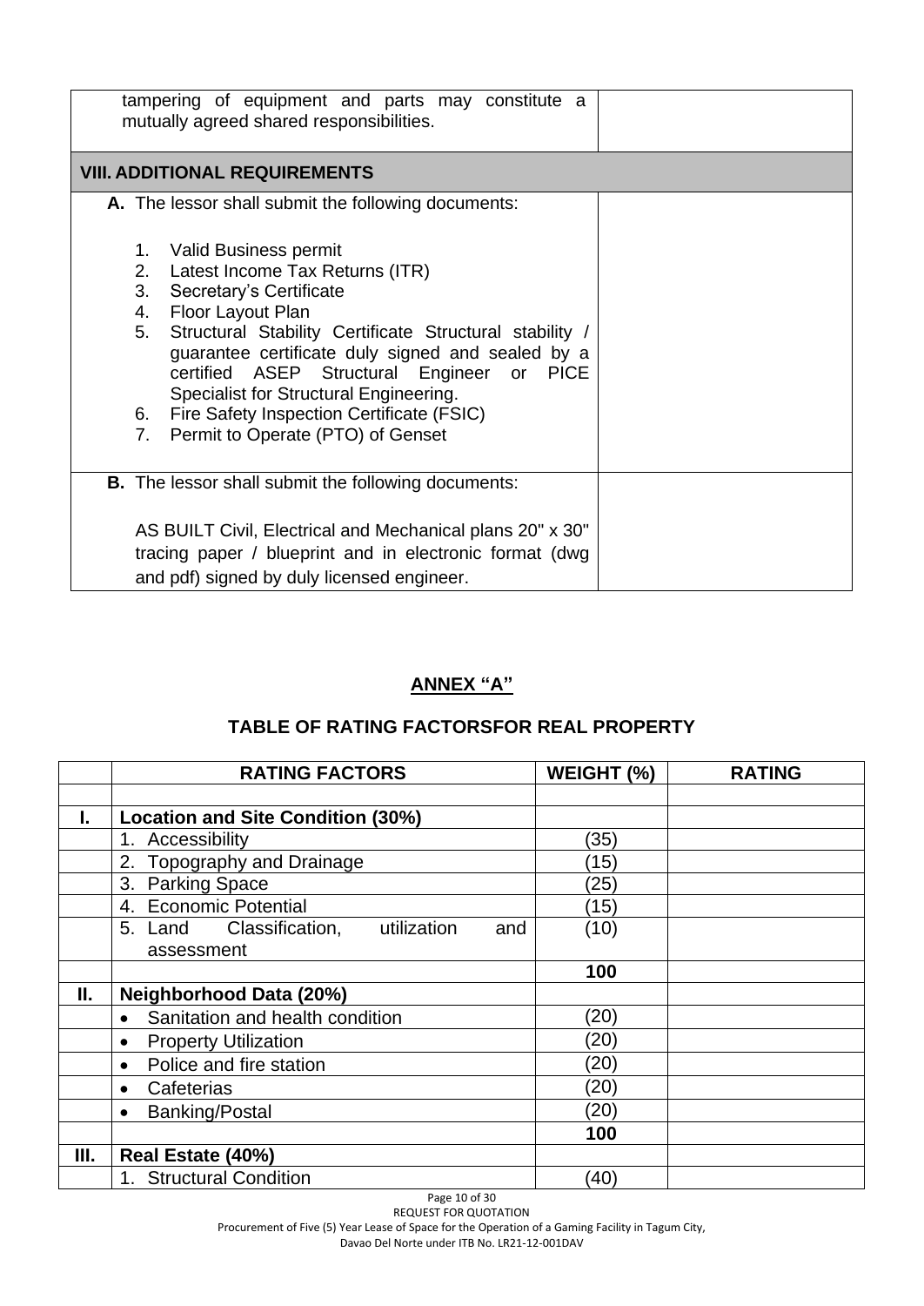| | |
|---|---|
| tampering of equipment and parts may constitute a mutually agreed shared responsibilities. | |
| **VIII. ADDITIONAL REQUIREMENTS** | |
| **A.** The lessor shall submit the following documents:<br><br>1. Valid Business permit<br>2. Latest Income Tax Returns (ITR)<br>3. Secretary's Certificate<br>4. Floor Layout Plan<br>5. Structural Stability Certificate Structural stability / guarantee certificate duly signed and sealed by a certified ASEP Structural Engineer or PICE Specialist for Structural Engineering.<br>6. Fire Safety Inspection Certificate (FSIC)<br>7. Permit to Operate (PTO) of Genset | |
| **B.** The lessor shall submit the following documents:<br><br>AS BUILT Civil, Electrical and Mechanical plans 20" x 30" tracing paper / blueprint and in electronic format (dwg and pdf) signed by duly licensed engineer. | |

## ANNEX "A"

### TABLE OF RATING FACTORSFOR REAL PROPERTY

| | RATING FACTORS | WEIGHT (%) | RATING |
|---|---|---|---|
| | | | |
| **I.** | **Location and Site Condition (30%)** | | |
| | 1. Accessibility | (35) | |
| | 2. Topography and Drainage | (15) | |
| | 3. Parking Space | (25) | |
| | 4. Economic Potential | (15) | |
| | 5. Land Classification, utilization and assessment | (10) | |
| | | **100** | |
| **II.** | **Neighborhood Data (20%)** | | |
| | • Sanitation and health condition | (20) | |
| | • Property Utilization | (20) | |
| | • Police and fire station | (20) | |
| | • Cafeterias | (20) | |
| | • Banking/Postal | (20) | |
| | | **100** | |
| **III.** | **Real Estate (40%)** | | |
| | 1. Structural Condition | (40) | |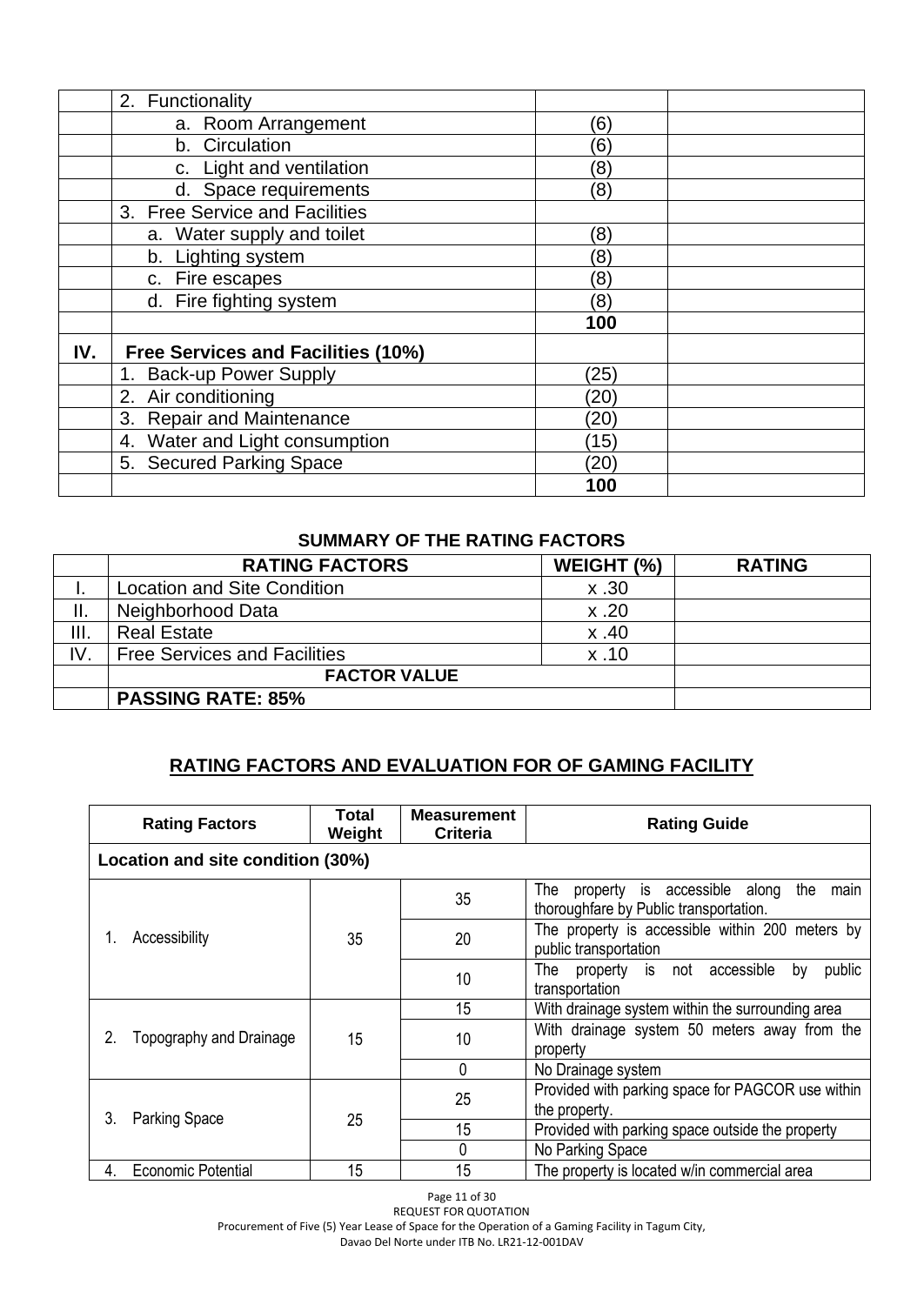| | | | |
|---|---|---|---|
| | 2. Functionality | | |
| | a. Room Arrangement | (6) | |
| | b. Circulation | (6) | |
| | c. Light and ventilation | (8) | |
| | d. Space requirements | (8) | |
| | 3. Free Service and Facilities | | |
| | a. Water supply and toilet | (8) | |
| | b. Lighting system | (8) | |
| | c. Fire escapes | (8) | |
| | d. Fire fighting system | (8) | |
| | | **100** | |
| **IV.** | **Free Services and Facilities (10%)** | | |
| | 1. Back-up Power Supply | (25) | |
| | 2. Air conditioning | (20) | |
| | 3. Repair and Maintenance | (20) | |
| | 4. Water and Light consumption | (15) | |
| | 5. Secured Parking Space | (20) | |
| | | **100** | |

**SUMMARY OF THE RATING FACTORS**

| | RATING FACTORS | WEIGHT (%) | RATING |
|---|---|---|---|
| I. | Location and Site Condition | x .30 | |
| II. | Neighborhood Data | x .20 | |
| III. | Real Estate | x .40 | |
| IV. | Free Services and Facilities | x .10 | |
| | **FACTOR VALUE** | | |
| | **PASSING RATE: 85%** | | |

## RATING FACTORS AND EVALUATION FOR OF GAMING FACILITY

| Rating Factors | Total Weight | Measurement Criteria | Rating Guide |
|---|---|---|---|
| **Location and site condition (30%)** | | | |
| 1. Accessibility | 35 | 35 | The property is accessible along the main thoroughfare by Public transportation. |
| | | 20 | The property is accessible within 200 meters by public transportation |
| | | 10 | The property is not accessible by public transportation |
| 2. Topography and Drainage | 15 | 15 | With drainage system within the surrounding area |
| | | 10 | With drainage system 50 meters away from the property |
| | | 0 | No Drainage system |
| 3. Parking Space | 25 | 25 | Provided with parking space for PAGCOR use within the property. |
| | | 15 | Provided with parking space outside the property |
| | | 0 | No Parking Space |
| 4. Economic Potential | 15 | 15 | The property is located w/in commercial area |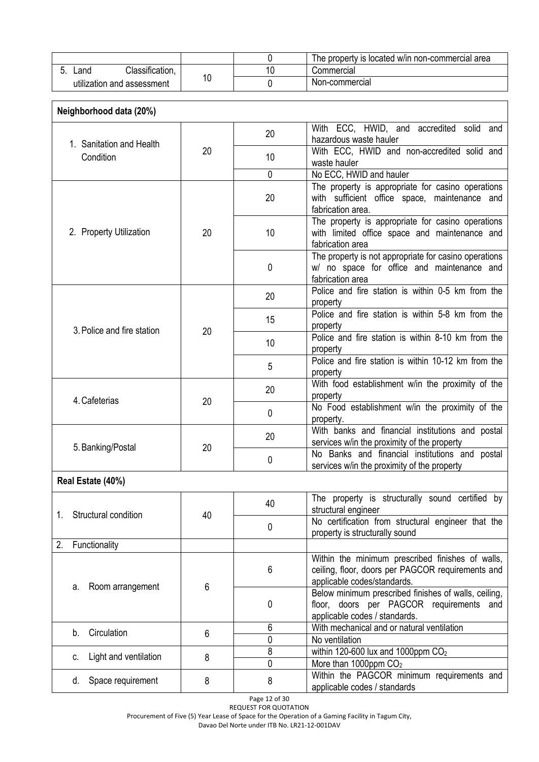| | | | |
|---|---|---|---|
| | | 0 | The property is located w/in non-commercial area |
| 5. Land Classification, utilization and assessment | 10 | 10 | Commercial |
| | | 0 | Non-commercial |

| | | | |
|---|---|---|---|
| **Neighborhood data (20%)** | | | |
| 1. Sanitation and Health Condition | 20 | 20 | With ECC, HWID, and accredited solid and hazardous waste hauler |
| | | 10 | With ECC, HWID and non-accredited solid and waste hauler |
| | | 0 | No ECC, HWID and hauler |
| 2. Property Utilization | 20 | 20 | The property is appropriate for casino operations with sufficient office space, maintenance and fabrication area. |
| | | 10 | The property is appropriate for casino operations with limited office space and maintenance and fabrication area |
| | | 0 | The property is not appropriate for casino operations w/ no space for office and maintenance and fabrication area |
| 3. Police and fire station | 20 | 20 | Police and fire station is within 0-5 km from the property |
| | | 15 | Police and fire station is within 5-8 km from the property |
| | | 10 | Police and fire station is within 8-10 km from the property |
| | | 5 | Police and fire station is within 10-12 km from the property |
| 4. Cafeterias | 20 | 20 | With food establishment w/in the proximity of the property |
| | | 0 | No Food establishment w/in the proximity of the property. |
| 5. Banking/Postal | 20 | 20 | With banks and financial institutions and postal services w/in the proximity of the property |
| | | 0 | No Banks and financial institutions and postal services w/in the proximity of the property |
| **Real Estate (40%)** | | | |
| 1. Structural condition | 40 | 40 | The property is structurally sound certified by structural engineer |
| | | 0 | No certification from structural engineer that the property is structurally sound |
| 2. Functionality | | | |
| a. Room arrangement | 6 | 6 | Within the minimum prescribed finishes of walls, ceiling, floor, doors per PAGCOR requirements and applicable codes/standards. |
| | | 0 | Below minimum prescribed finishes of walls, ceiling, floor, doors per PAGCOR requirements and applicable codes / standards. |
| b. Circulation | 6 | 6 | With mechanical and or natural ventilation |
| | | 0 | No ventilation |
| c. Light and ventilation | 8 | 8 | within 120-600 lux and 1000ppm $CO_2$ |
| | | 0 | More than 1000ppm $CO_2$ |
| d. Space requirement | 8 | 8 | Within the PAGCOR minimum requirements and applicable codes / standards |

REQUEST FOR QUOTATION
Procurement of Five (5) Year Lease of Space for the Operation of a Gaming Facility in Tagum City, Davao Del Norte under ITB No. LR21-12-001DAV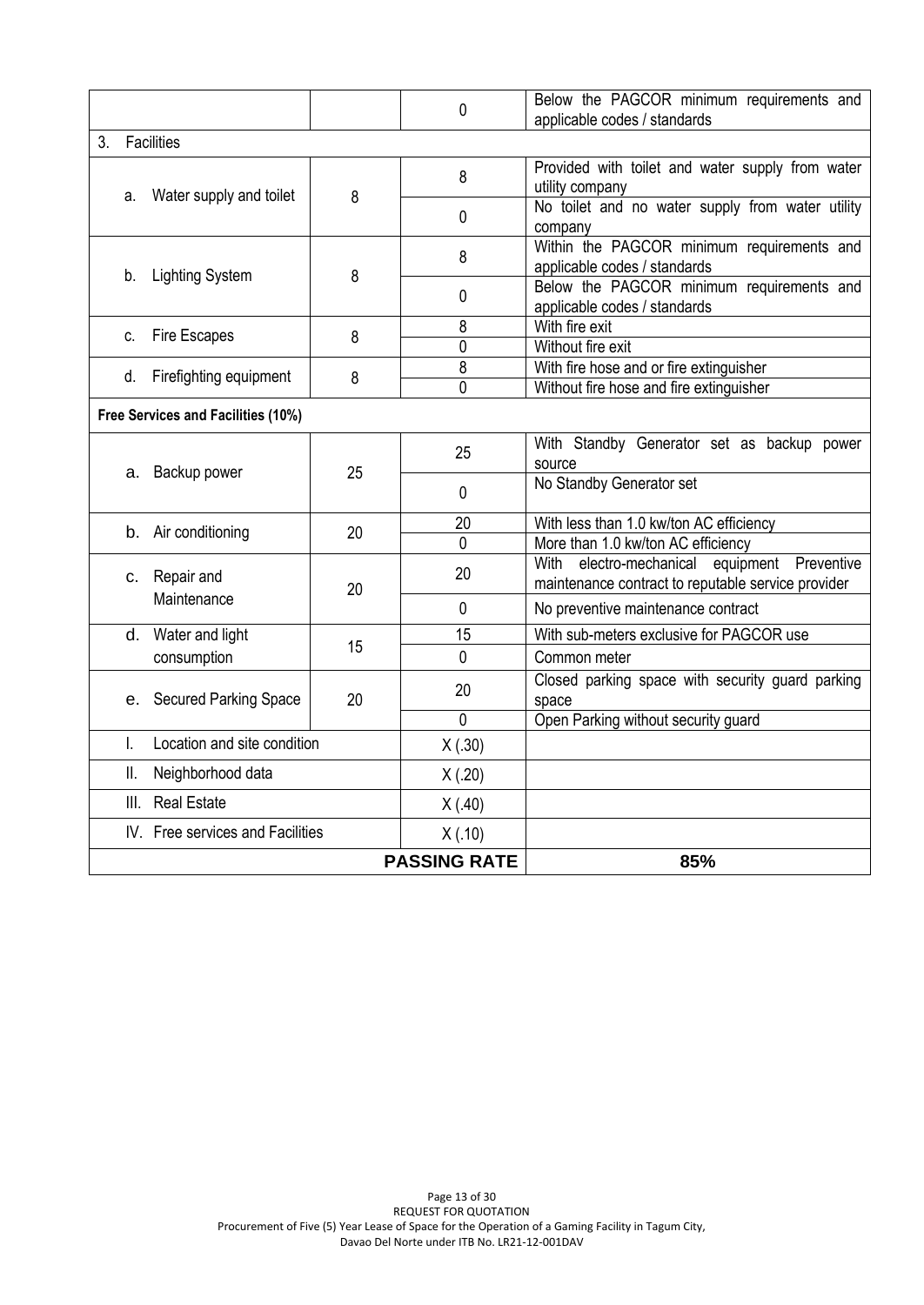| | | | |
|---|---|---|---|
| | | 0 | Below the PAGCOR minimum requirements and applicable codes / standards |
| 3. Facilities | | | |
| a. Water supply and toilet | 8 | 8 | Provided with toilet and water supply from water utility company |
| | | 0 | No toilet and no water supply from water utility company |
| b. Lighting System | 8 | 8 | Within the PAGCOR minimum requirements and applicable codes / standards |
| | | 0 | Below the PAGCOR minimum requirements and applicable codes / standards |
| c. Fire Escapes | 8 | 8 | With fire exit |
| | | 0 | Without fire exit |
| d. Firefighting equipment | 8 | 8 | With fire hose and or fire extinguisher |
| | | 0 | Without fire hose and fire extinguisher |
| **Free Services and Facilities (10%)** | | | |
| a. Backup power | 25 | 25 | With Standby Generator set as backup power source |
| | | 0 | No Standby Generator set |
| b. Air conditioning | 20 | 20 | With less than 1.0 kw/ton AC efficiency |
| | | 0 | More than 1.0 kw/ton AC efficiency |
| c. Repair and Maintenance | 20 | 20 | With electro-mechanical equipment Preventive maintenance contract to reputable service provider |
| | | 0 | No preventive maintenance contract |
| d. Water and light consumption | 15 | 15 | With sub-meters exclusive for PAGCOR use |
| | | 0 | Common meter |
| e. Secured Parking Space | 20 | 20 | Closed parking space with security guard parking space |
| | | 0 | Open Parking without security guard |
| I. Location and site condition | | X (.30) | |
| II. Neighborhood data | | X (.20) | |
| III. Real Estate | | X (.40) | |
| IV. Free services and Facilities | | X (.10) | |
| | | **PASSING RATE** | **85%** |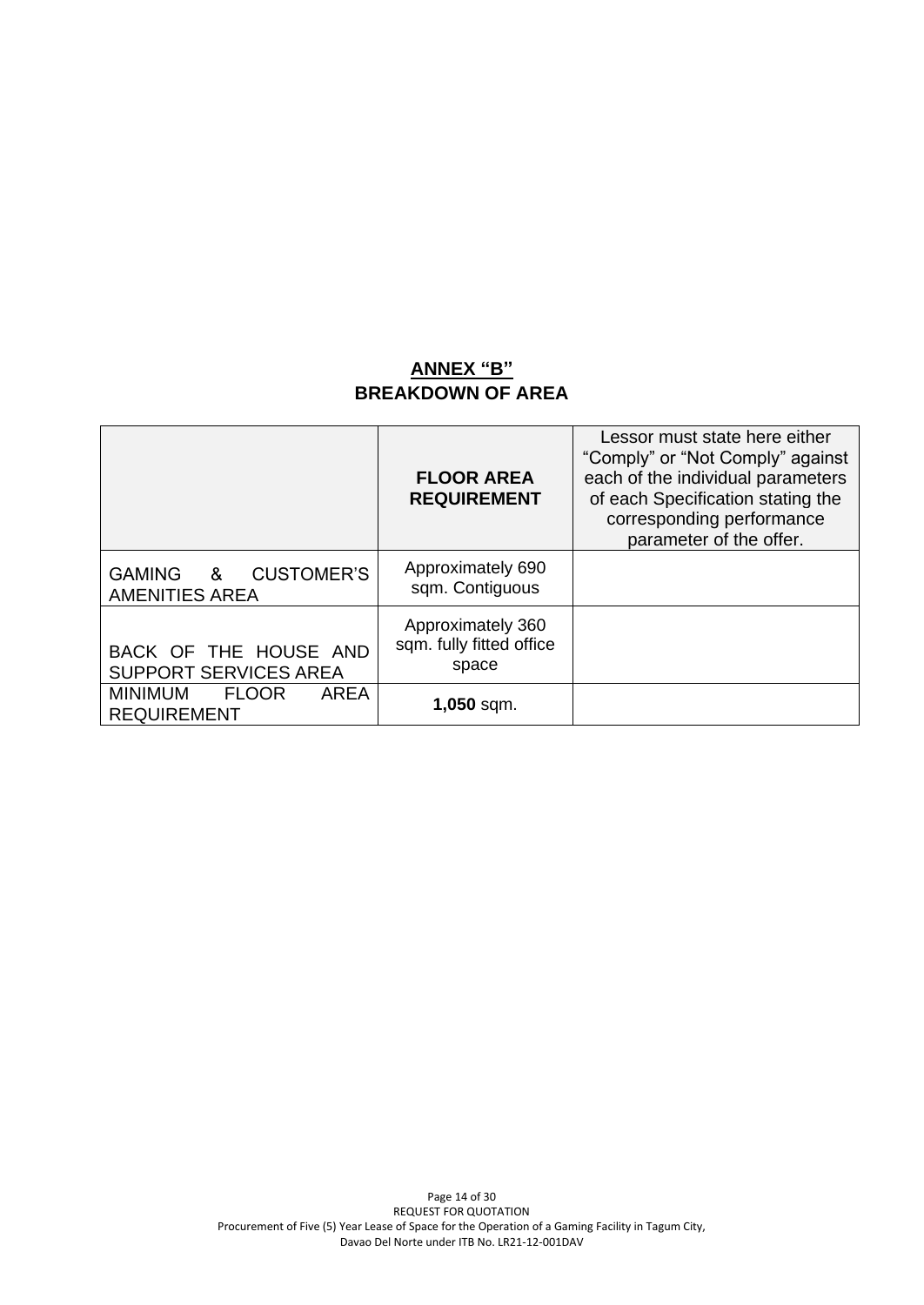## ANNEX "B"
## BREAKDOWN OF AREA

| | **FLOOR AREA REQUIREMENT** | Lessor must state here either "Comply" or "Not Comply" against each of the individual parameters of each Specification stating the corresponding performance parameter of the offer. |
|---|---|---|
| GAMING & CUSTOMER'S AMENITIES AREA | Approximately 690 sqm. Contiguous | |
| BACK OF THE HOUSE AND SUPPORT SERVICES AREA | Approximately 360 sqm. fully fitted office space | |
| MINIMUM FLOOR AREA REQUIREMENT | **1,050** sqm. | |

REQUEST FOR QUOTATION
Procurement of Five (5) Year Lease of Space for the Operation of a Gaming Facility in Tagum City, Davao Del Norte under ITB No. LR21-12-001DAV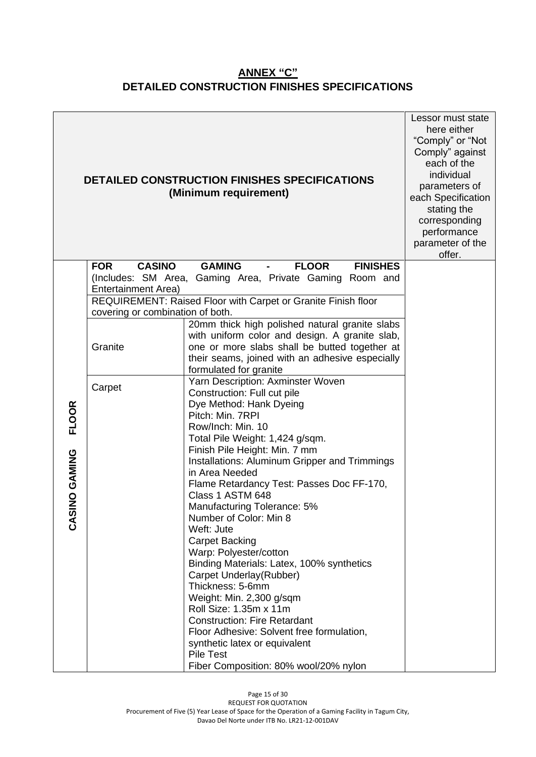# ANNEX "C"
# DETAILED CONSTRUCTION FINISHES SPECIFICATIONS

| DETAILED CONSTRUCTION FINISHES SPECIFICATIONS (Minimum requirement) | | | Lessor must state here either "Comply" or "Not Comply" against each of the individual parameters of each Specification stating the corresponding performance parameter of the offer. |
|---|---|---|---|
| CASINO GAMING FLOOR | **FOR CASINO GAMING - FLOOR FINISHES** (Includes: SM Area, Gaming Area, Private Gaming Room and Entertainment Area) | | |
| | REQUIREMENT: Raised Floor with Carpet or Granite Finish floor covering or combination of both. | | |
| | Granite | 20mm thick high polished natural granite slabs with uniform color and design. A granite slab, one or more slabs shall be butted together at their seams, joined with an adhesive especially formulated for granite | |
| | Carpet | Yarn Description: Axminster Woven<br>Construction: Full cut pile<br>Dye Method: Hank Dyeing<br>Pitch: Min. 7RPI<br>Row/Inch: Min. 10<br>Total Pile Weight: 1,424 g/sqm.<br>Finish Pile Height: Min. 7 mm<br>Installations: Aluminum Gripper and Trimmings in Area Needed<br>Flame Retardancy Test: Passes Doc FF-170, Class 1 ASTM 648<br>Manufacturing Tolerance: 5%<br>Number of Color: Min 8<br>Weft: Jute<br>Carpet Backing<br>Warp: Polyester/cotton<br>Binding Materials: Latex, 100% synthetics<br>Carpet Underlay(Rubber)<br>Thickness: 5-6mm<br>Weight: Min. 2,300 g/sqm<br>Roll Size: 1.35m x 11m<br>Construction: Fire Retardant<br>Floor Adhesive: Solvent free formulation, synthetic latex or equivalent<br>Pile Test<br>Fiber Composition: 80% wool/20% nylon | |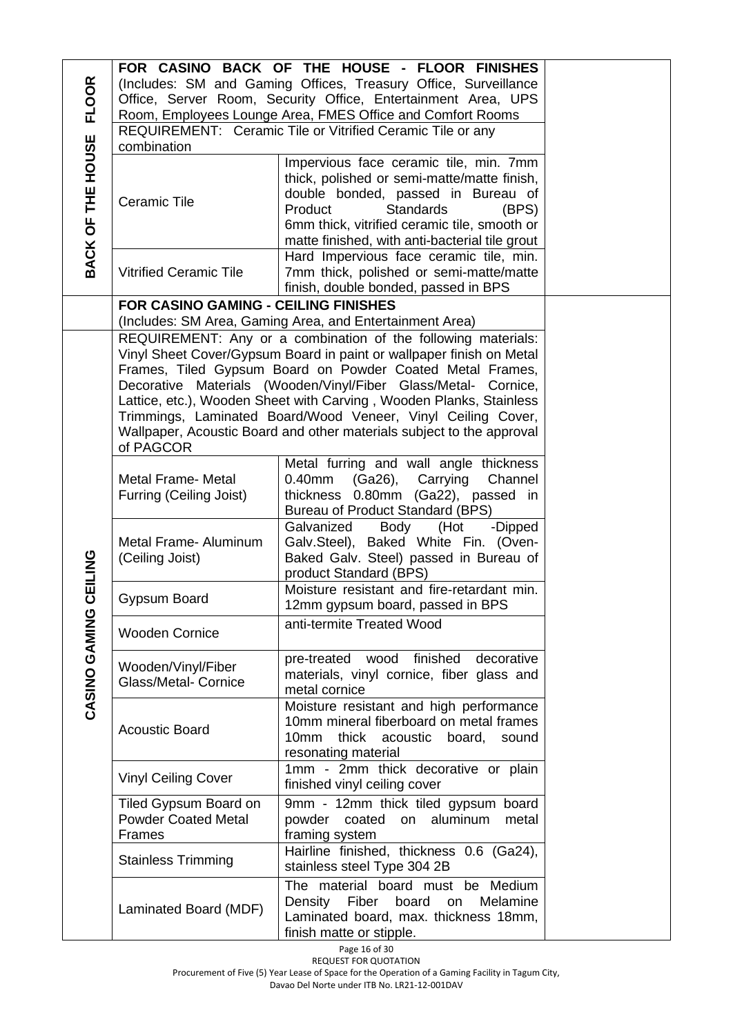| | | | |
|---|---|---|---|
| BACK OF THE HOUSE FLOOR | **FOR CASINO BACK OF THE HOUSE - FLOOR FINISHES** (Includes: SM and Gaming Offices, Treasury Office, Surveillance Office, Server Room, Security Office, Entertainment Area, UPS Room, Employees Lounge Area, FMES Office and Comfort Rooms | | |
| | REQUIREMENT: Ceramic Tile or Vitrified Ceramic Tile or any combination | | |
| | Ceramic Tile | Impervious face ceramic tile, min. 7mm thick, polished or semi-matte/matte finish, double bonded, passed in Bureau of Product Standards (BPS) 6mm thick, vitrified ceramic tile, smooth or matte finished, with anti-bacterial tile grout | |
| | Vitrified Ceramic Tile | Hard Impervious face ceramic tile, min. 7mm thick, polished or semi-matte/matte finish, double bonded, passed in BPS | |
| | **FOR CASINO GAMING - CEILING FINISHES** (Includes: SM Area, Gaming Area, and Entertainment Area) | | |
| CASINO GAMING CEILING | REQUIREMENT: Any or a combination of the following materials: Vinyl Sheet Cover/Gypsum Board in paint or wallpaper finish on Metal Frames, Tiled Gypsum Board on Powder Coated Metal Frames, Decorative Materials (Wooden/Vinyl/Fiber Glass/Metal- Cornice, Lattice, etc.), Wooden Sheet with Carving , Wooden Planks, Stainless Trimmings, Laminated Board/Wood Veneer, Vinyl Ceiling Cover, Wallpaper, Acoustic Board and other materials subject to the approval of PAGCOR | | |
| | Metal Frame- Metal Furring (Ceiling Joist) | Metal furring and wall angle thickness 0.40mm (Ga26), Carrying Channel thickness 0.80mm (Ga22), passed in Bureau of Product Standard (BPS) | |
| | Metal Frame- Aluminum (Ceiling Joist) | Galvanized Body (Hot -Dipped Galv.Steel), Baked White Fin. (Oven-Baked Galv. Steel) passed in Bureau of product Standard (BPS) | |
| | Gypsum Board | Moisture resistant and fire-retardant min. 12mm gypsum board, passed in BPS | |
| | Wooden Cornice | anti-termite Treated Wood | |
| | Wooden/Vinyl/Fiber Glass/Metal- Cornice | pre-treated wood finished decorative materials, vinyl cornice, fiber glass and metal cornice | |
| | Acoustic Board | Moisture resistant and high performance 10mm mineral fiberboard on metal frames 10mm thick acoustic board, sound resonating material | |
| | Vinyl Ceiling Cover | 1mm - 2mm thick decorative or plain finished vinyl ceiling cover | |
| | Tiled Gypsum Board on Powder Coated Metal Frames | 9mm - 12mm thick tiled gypsum board powder coated on aluminum metal framing system | |
| | Stainless Trimming | Hairline finished, thickness 0.6 (Ga24), stainless steel Type 304 2B | |
| | Laminated Board (MDF) | The material board must be Medium Density Fiber board on Melamine Laminated board, max. thickness 18mm, finish matte or stipple. | |

REQUEST FOR QUOTATION
Procurement of Five (5) Year Lease of Space for the Operation of a Gaming Facility in Tagum City, Davao Del Norte under ITB No. LR21-12-001DAV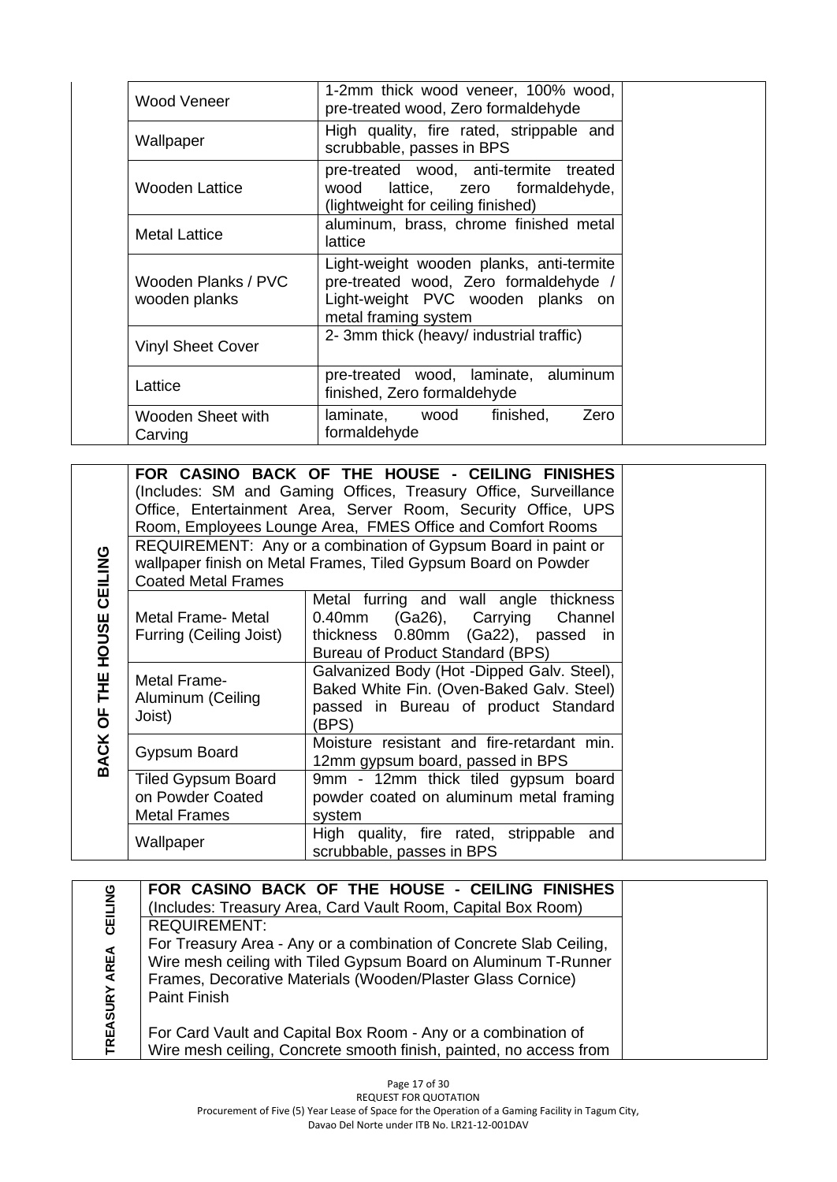| | | | |
|---|---|---|---|
| | Wood Veneer | 1-2mm thick wood veneer, 100% wood, pre-treated wood, Zero formaldehyde | |
| | Wallpaper | High quality, fire rated, strippable and scrubbable, passes in BPS | |
| | Wooden Lattice | pre-treated wood, anti-termite treated wood lattice, zero formaldehyde, (lightweight for ceiling finished) | |
| | Metal Lattice | aluminum, brass, chrome finished metal lattice | |
| | Wooden Planks / PVC wooden planks | Light-weight wooden planks, anti-termite pre-treated wood, Zero formaldehyde / Light-weight PVC wooden planks on metal framing system | |
| | Vinyl Sheet Cover | 2- 3mm thick (heavy/ industrial traffic) | |
| | Lattice | pre-treated wood, laminate, aluminum finished, Zero formaldehyde | |
| | Wooden Sheet with Carving | laminate, wood finished, Zero formaldehyde | |

| | | | |
|---|---|---|---|
| **BACK OF THE HOUSE CEILING** | **FOR CASINO BACK OF THE HOUSE - CEILING FINISHES** (Includes: SM and Gaming Offices, Treasury Office, Surveillance Office, Entertainment Area, Server Room, Security Office, UPS Room, Employees Lounge Area, FMES Office and Comfort Rooms | | |
| | REQUIREMENT: Any or a combination of Gypsum Board in paint or wallpaper finish on Metal Frames, Tiled Gypsum Board on Powder Coated Metal Frames | | |
| | Metal Frame- Metal Furring (Ceiling Joist) | Metal furring and wall angle thickness 0.40mm (Ga26), Carrying Channel thickness 0.80mm (Ga22), passed in Bureau of Product Standard (BPS) | |
| | Metal Frame- Aluminum (Ceiling Joist) | Galvanized Body (Hot -Dipped Galv. Steel), Baked White Fin. (Oven-Baked Galv. Steel) passed in Bureau of product Standard (BPS) | |
| | Gypsum Board | Moisture resistant and fire-retardant min. 12mm gypsum board, passed in BPS | |
| | Tiled Gypsum Board on Powder Coated Metal Frames | 9mm - 12mm thick tiled gypsum board powder coated on aluminum metal framing system | |
| | Wallpaper | High quality, fire rated, strippable and scrubbable, passes in BPS | |

| | | |
|---|---|---|
| **TREASURY AREA CEILING** | **FOR CASINO BACK OF THE HOUSE - CEILING FINISHES** (Includes: Treasury Area, Card Vault Room, Capital Box Room) | |
| | REQUIREMENT:<br>For Treasury Area - Any or a combination of Concrete Slab Ceiling, Wire mesh ceiling with Tiled Gypsum Board on Aluminum T-Runner Frames, Decorative Materials (Wooden/Plaster Glass Cornice) Paint Finish<br><br>For Card Vault and Capital Box Room - Any or a combination of Wire mesh ceiling, Concrete smooth finish, painted, no access from | |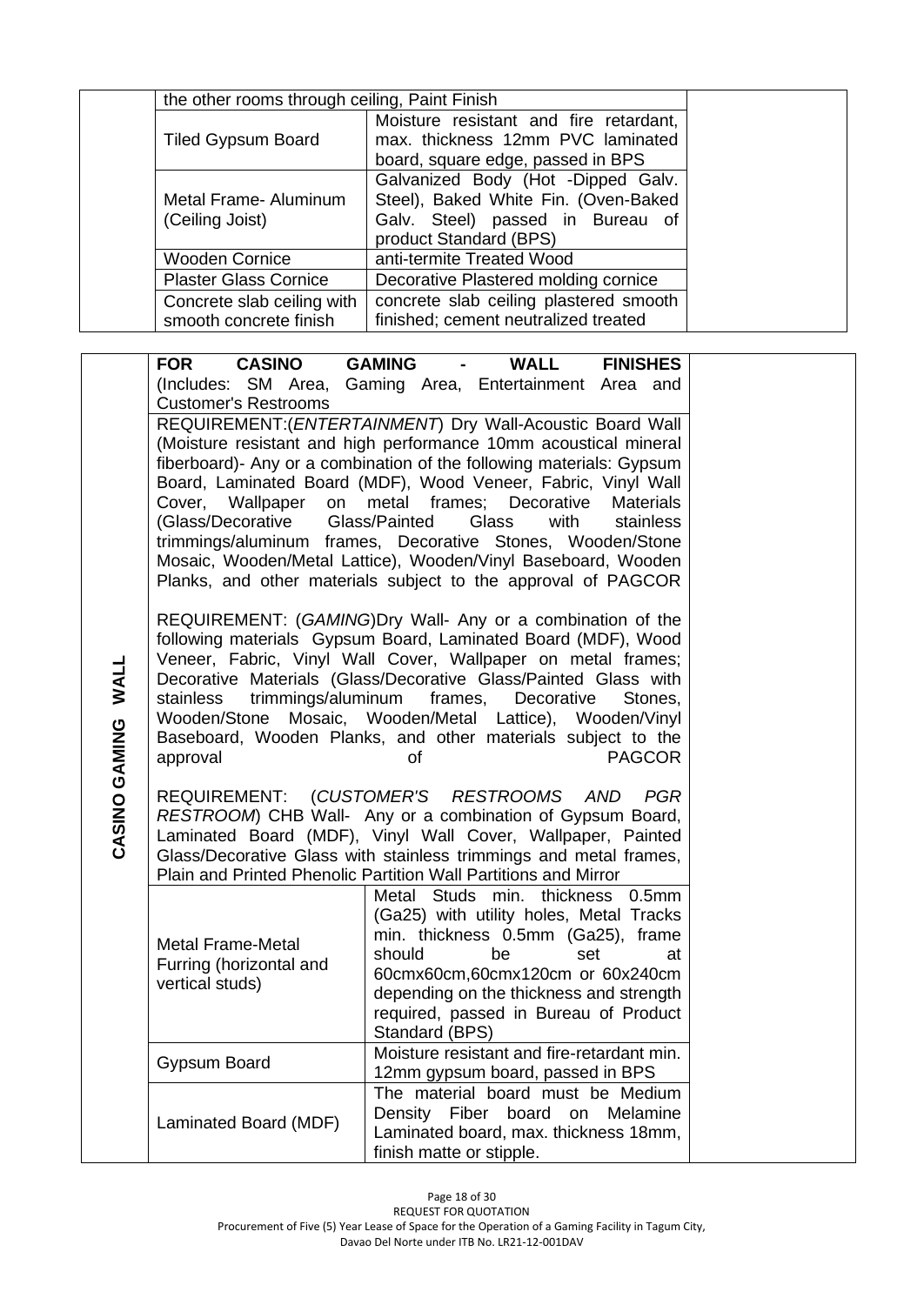| | | | |
|---|---|---|---|
| | the other rooms through ceiling, Paint Finish | | |
| | Tiled Gypsum Board | Moisture resistant and fire retardant, max. thickness 12mm PVC laminated board, square edge, passed in BPS | |
| | Metal Frame- Aluminum (Ceiling Joist) | Galvanized Body (Hot -Dipped Galv. Steel), Baked White Fin. (Oven-Baked Galv. Steel) passed in Bureau of product Standard (BPS) | |
| | Wooden Cornice | anti-termite Treated Wood | |
| | Plaster Glass Cornice | Decorative Plastered molding cornice | |
| | Concrete slab ceiling with smooth concrete finish | concrete slab ceiling plastered smooth finished; cement neutralized treated | |

| | | | |
|---|---|---|---|
| **CASINO GAMING WALL** | **FOR CASINO GAMING - WALL FINISHES** (Includes: SM Area, Gaming Area, Entertainment Area and Customer's Restrooms<br><br>REQUIREMENT:(*ENTERTAINMENT*) Dry Wall-Acoustic Board Wall (Moisture resistant and high performance 10mm acoustical mineral fiberboard)- Any or a combination of the following materials: Gypsum Board, Laminated Board (MDF), Wood Veneer, Fabric, Vinyl Wall Cover, Wallpaper on metal frames; Decorative Materials (Glass/Decorative Glass/Painted Glass with stainless trimmings/aluminum frames, Decorative Stones, Wooden/Stone Mosaic, Wooden/Metal Lattice), Wooden/Vinyl Baseboard, Wooden Planks, and other materials subject to the approval of PAGCOR<br><br>REQUIREMENT: (*GAMING*)Dry Wall- Any or a combination of the following materials Gypsum Board, Laminated Board (MDF), Wood Veneer, Fabric, Vinyl Wall Cover, Wallpaper on metal frames; Decorative Materials (Glass/Decorative Glass/Painted Glass with stainless trimmings/aluminum frames, Decorative Stones, Wooden/Stone Mosaic, Wooden/Metal Lattice), Wooden/Vinyl Baseboard, Wooden Planks, and other materials subject to the approval of PAGCOR<br><br>REQUIREMENT: (*CUSTOMER'S RESTROOMS AND PGR RESTROOM*) CHB Wall- Any or a combination of Gypsum Board, Laminated Board (MDF), Vinyl Wall Cover, Wallpaper, Painted Glass/Decorative Glass with stainless trimmings and metal frames, Plain and Printed Phenolic Partition Wall Partitions and Mirror | | |
| | Metal Frame-Metal Furring (horizontal and vertical studs) | Metal Studs min. thickness 0.5mm (Ga25) with utility holes, Metal Tracks min. thickness 0.5mm (Ga25), frame should be set at 60cmx60cm,60cmx120cm or 60x240cm depending on the thickness and strength required, passed in Bureau of Product Standard (BPS) | |
| | Gypsum Board | Moisture resistant and fire-retardant min. 12mm gypsum board, passed in BPS | |
| | Laminated Board (MDF) | The material board must be Medium Density Fiber board on Melamine Laminated board, max. thickness 18mm, finish matte or stipple. | |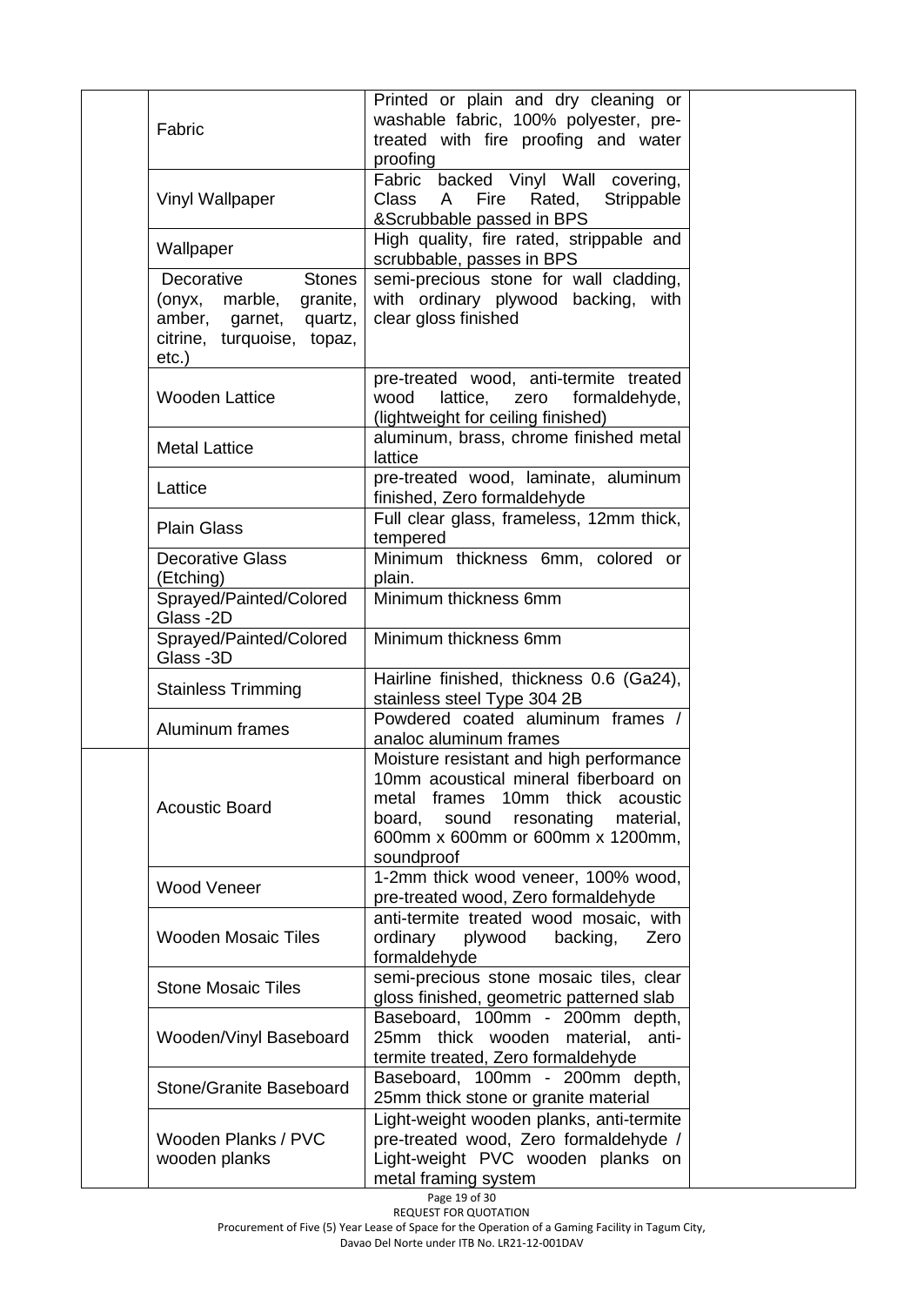| | | | |
|---|---|---|---|
| | Fabric | Printed or plain and dry cleaning or washable fabric, 100% polyester, pre-treated with fire proofing and water proofing | |
| | Vinyl Wallpaper | Fabric backed Vinyl Wall covering, Class A Fire Rated, Strippable &Scrubbable passed in BPS | |
| | Wallpaper | High quality, fire rated, strippable and scrubbable, passes in BPS | |
| | Decorative Stones (onyx, marble, granite, amber, garnet, quartz, citrine, turquoise, topaz, etc.) | semi-precious stone for wall cladding, with ordinary plywood backing, with clear gloss finished | |
| | Wooden Lattice | pre-treated wood, anti-termite treated wood lattice, zero formaldehyde, (lightweight for ceiling finished) | |
| | Metal Lattice | aluminum, brass, chrome finished metal lattice | |
| | Lattice | pre-treated wood, laminate, aluminum finished, Zero formaldehyde | |
| | Plain Glass | Full clear glass, frameless, 12mm thick, tempered | |
| | Decorative Glass (Etching) | Minimum thickness 6mm, colored or plain. | |
| | Sprayed/Painted/Colored Glass -2D | Minimum thickness 6mm | |
| | Sprayed/Painted/Colored Glass -3D | Minimum thickness 6mm | |
| | Stainless Trimming | Hairline finished, thickness 0.6 (Ga24), stainless steel Type 304 2B | |
| | Aluminum frames | Powdered coated aluminum frames / analoc aluminum frames | |
| | Acoustic Board | Moisture resistant and high performance 10mm acoustical mineral fiberboard on metal frames 10mm thick acoustic board, sound resonating material, 600mm x 600mm or 600mm x 1200mm, soundproof | |
| | Wood Veneer | 1-2mm thick wood veneer, 100% wood, pre-treated wood, Zero formaldehyde | |
| | Wooden Mosaic Tiles | anti-termite treated wood mosaic, with ordinary plywood backing, Zero formaldehyde | |
| | Stone Mosaic Tiles | semi-precious stone mosaic tiles, clear gloss finished, geometric patterned slab | |
| | Wooden/Vinyl Baseboard | Baseboard, 100mm - 200mm depth, 25mm thick wooden material, anti-termite treated, Zero formaldehyde | |
| | Stone/Granite Baseboard | Baseboard, 100mm - 200mm depth, 25mm thick stone or granite material | |
| | Wooden Planks / PVC wooden planks | Light-weight wooden planks, anti-termite pre-treated wood, Zero formaldehyde / Light-weight PVC wooden planks on metal framing system | |

REQUEST FOR QUOTATION
Procurement of Five (5) Year Lease of Space for the Operation of a Gaming Facility in Tagum City, Davao Del Norte under ITB No. LR21-12-001DAV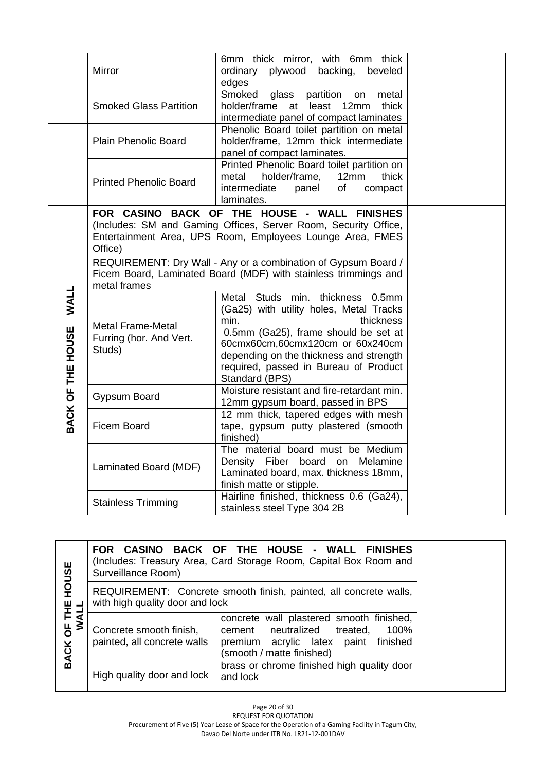| | | | |
|---|---|---|---|
| | Mirror | 6mm thick mirror, with 6mm thick ordinary plywood backing, beveled edges | |
| | Smoked Glass Partition | Smoked glass partition on metal holder/frame at least 12mm thick intermediate panel of compact laminates | |
| | Plain Phenolic Board | Phenolic Board toilet partition on metal holder/frame, 12mm thick intermediate panel of compact laminates. | |
| | Printed Phenolic Board | Printed Phenolic Board toilet partition on metal holder/frame, 12mm thick intermediate panel of compact laminates. | |
| BACK OF THE HOUSE WALL | **FOR CASINO BACK OF THE HOUSE - WALL FINISHES** (Includes: SM and Gaming Offices, Server Room, Security Office, Entertainment Area, UPS Room, Employees Lounge Area, FMES Office) | | |
| | REQUIREMENT: Dry Wall - Any or a combination of Gypsum Board / Ficem Board, Laminated Board (MDF) with stainless trimmings and metal frames | | |
| | Metal Frame-Metal Furring (hor. And Vert. Studs) | Metal Studs min. thickness 0.5mm (Ga25) with utility holes, Metal Tracks min. thickness 0.5mm (Ga25), frame should be set at 60cmx60cm,60cmx120cm or 60x240cm depending on the thickness and strength required, passed in Bureau of Product Standard (BPS) | |
| | Gypsum Board | Moisture resistant and fire-retardant min. 12mm gypsum board, passed in BPS | |
| | Ficem Board | 12 mm thick, tapered edges with mesh tape, gypsum putty plastered (smooth finished) | |
| | Laminated Board (MDF) | The material board must be Medium Density Fiber board on Melamine Laminated board, max. thickness 18mm, finish matte or stipple. | |
| | Stainless Trimming | Hairline finished, thickness 0.6 (Ga24), stainless steel Type 304 2B | |

| | | | |
|---|---|---|---|
| BACK OF THE HOUSE WALL | **FOR CASINO BACK OF THE HOUSE - WALL FINISHES** (Includes: Treasury Area, Card Storage Room, Capital Box Room and Surveillance Room) | | |
| | REQUIREMENT: Concrete smooth finish, painted, all concrete walls, with high quality door and lock | | |
| | Concrete smooth finish, painted, all concrete walls | concrete wall plastered smooth finished, cement neutralized treated, 100% premium acrylic latex paint finished (smooth / matte finished) | |
| | High quality door and lock | brass or chrome finished high quality door and lock | |

REQUEST FOR QUOTATION
Procurement of Five (5) Year Lease of Space for the Operation of a Gaming Facility in Tagum City, Davao Del Norte under ITB No. LR21-12-001DAV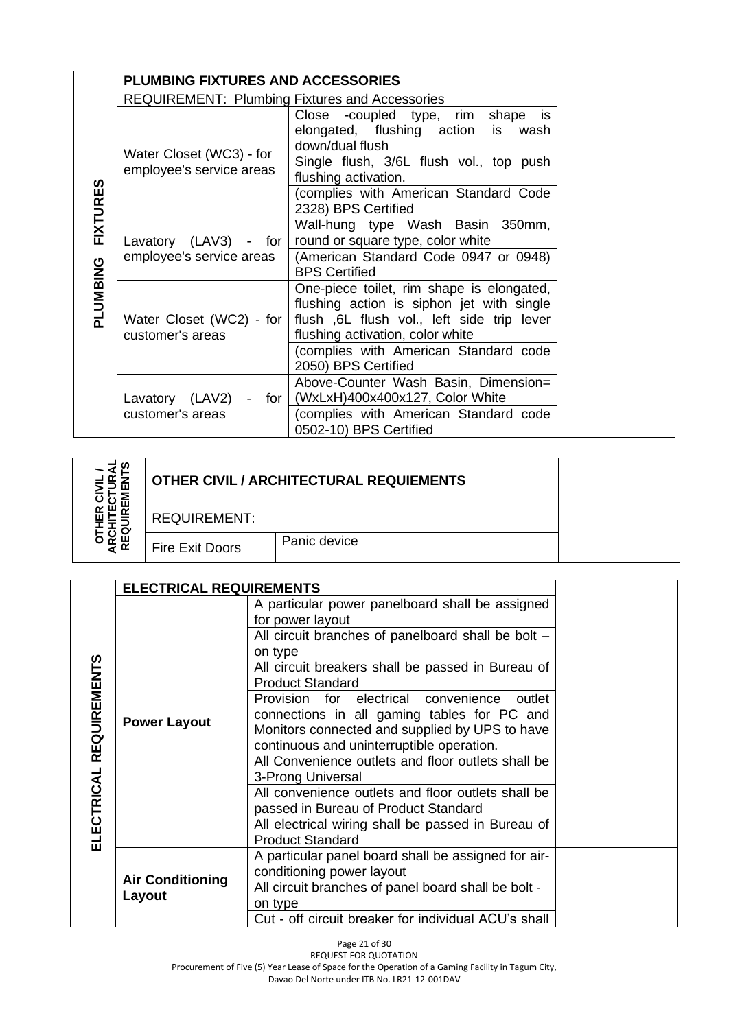| PLUMBING FIXTURES | PLUMBING FIXTURES AND ACCESSORIES | | |
|---|---|---|---|
| | REQUIREMENT: Plumbing Fixtures and Accessories | | |
| | Water Closet (WC3) - for employee's service areas | Close -coupled type, rim shape is elongated, flushing action is wash down/dual flush | |
| | | Single flush, 3/6L flush vol., top push flushing activation. | |
| | | (complies with American Standard Code 2328) BPS Certified | |
| | Lavatory (LAV3) - for employee's service areas | Wall-hung type Wash Basin 350mm, round or square type, color white | |
| | | (American Standard Code 0947 or 0948) BPS Certified | |
| | Water Closet (WC2) - for customer's areas | One-piece toilet, rim shape is elongated, flushing action is siphon jet with single flush ,6L flush vol., left side trip lever flushing activation, color white | |
| | | (complies with American Standard code 2050) BPS Certified | |
| | Lavatory (LAV2) - for customer's areas | Above-Counter Wash Basin, Dimension= (WxLxH)400x400x127, Color White | |
| | | (complies with American Standard code 0502-10) BPS Certified | |

| OTHER CIVIL / ARCHITECTURAL REQUIREMENTS | OTHER CIVIL / ARCHITECTURAL REQUIEMENTS | | |
|---|---|---|---|
| | REQUIREMENT: | | |
| | Fire Exit Doors | Panic device | |

| ELECTRICAL REQUIREMENTS | ELECTRICAL REQUIREMENTS | | |
|---|---|---|---|
| | **Power Layout** | A particular power panelboard shall be assigned for power layout | |
| | | All circuit branches of panelboard shall be bolt – on type | |
| | | All circuit breakers shall be passed in Bureau of Product Standard | |
| | | Provision for electrical convenience outlet connections in all gaming tables for PC and Monitors connected and supplied by UPS to have continuous and uninterruptible operation. | |
| | | All Convenience outlets and floor outlets shall be 3-Prong Universal | |
| | | All convenience outlets and floor outlets shall be passed in Bureau of Product Standard | |
| | | All electrical wiring shall be passed in Bureau of Product Standard | |
| | **Air Conditioning Layout** | A particular panel board shall be assigned for air-conditioning power layout | |
| | | All circuit branches of panel board shall be bolt - on type | |
| | | Cut - off circuit breaker for individual ACU's shall | |

REQUEST FOR QUOTATION
Procurement of Five (5) Year Lease of Space for the Operation of a Gaming Facility in Tagum City, Davao Del Norte under ITB No. LR21-12-001DAV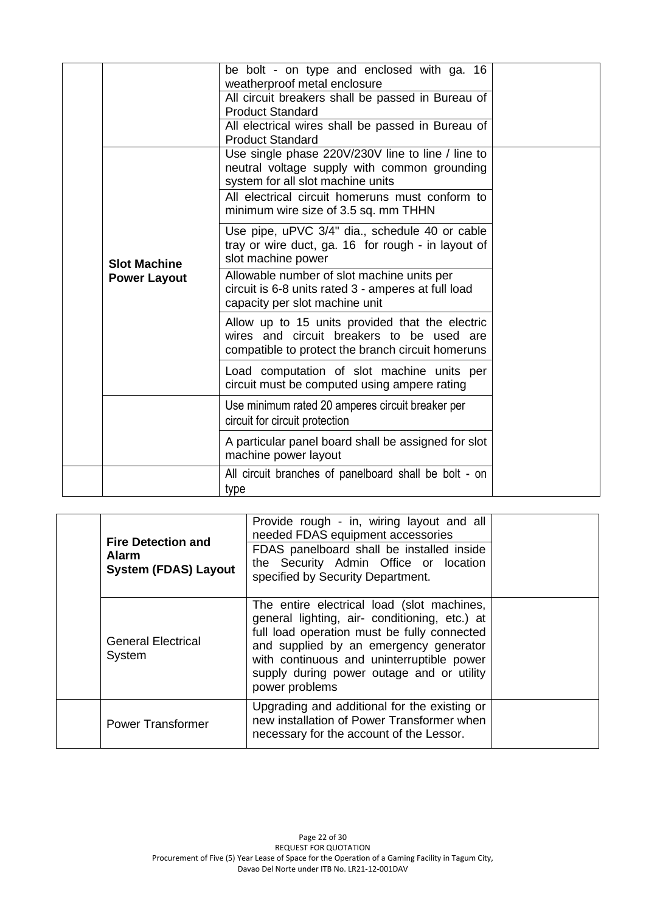| | | | |
|---|---|---|---|
| | | be bolt - on type and enclosed with ga. 16 weatherproof metal enclosure | |
| | | All circuit breakers shall be passed in Bureau of Product Standard | |
| | | All electrical wires shall be passed in Bureau of Product Standard | |
| | **Slot Machine Power Layout** | Use single phase 220V/230V line to line / line to neutral voltage supply with common grounding system for all slot machine units | |
| | | All electrical circuit homeruns must conform to minimum wire size of 3.5 sq. mm THHN | |
| | | Use pipe, uPVC 3/4" dia., schedule 40 or cable tray or wire duct, ga. 16 for rough - in layout of slot machine power | |
| | | Allowable number of slot machine units per circuit is 6-8 units rated 3 - amperes at full load capacity per slot machine unit | |
| | | Allow up to 15 units provided that the electric wires and circuit breakers to be used are compatible to protect the branch circuit homeruns | |
| | | Load computation of slot machine units per circuit must be computed using ampere rating | |
| | | Use minimum rated 20 amperes circuit breaker per circuit for circuit protection | |
| | | A particular panel board shall be assigned for slot machine power layout | |
| | | All circuit branches of panelboard shall be bolt - on type | |

| | | | |
|---|---|---|---|
| | **Fire Detection and Alarm System (FDAS) Layout** | Provide rough - in, wiring layout and all needed FDAS equipment accessories | |
| | | FDAS panelboard shall be installed inside the Security Admin Office or location specified by Security Department. | |
| | General Electrical System | The entire electrical load (slot machines, general lighting, air- conditioning, etc.) at full load operation must be fully connected and supplied by an emergency generator with continuous and uninterruptible power supply during power outage and or utility power problems | |
| | Power Transformer | Upgrading and additional for the existing or new installation of Power Transformer when necessary for the account of the Lessor. | |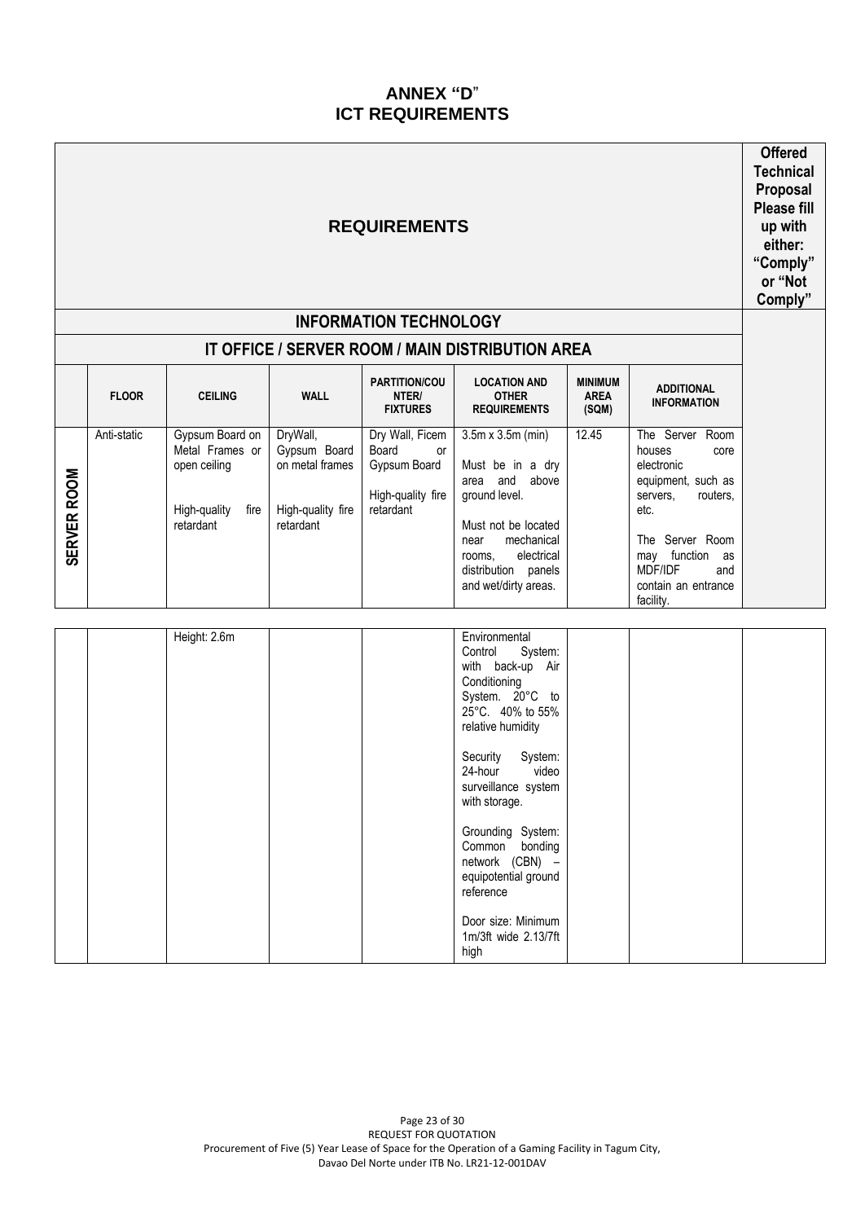# ANNEX "D"
# ICT REQUIREMENTS

| REQUIREMENTS | | | | | | | | | Offered Technical Proposal Please fill up with either: "Comply" or "Not Comply" |
|---|---|---|---|---|---|---|---|---|---|
| **INFORMATION TECHNOLOGY** | | | | | | | | | |
| **IT OFFICE / SERVER ROOM / MAIN DISTRIBUTION AREA** | | | | | | | | | |
| | **FLOOR** | **CEILING** | **WALL** | **PARTITION/COUNTER/ FIXTURES** | **LOCATION AND OTHER REQUIREMENTS** | **MINIMUM AREA (SQM)** | **ADDITIONAL INFORMATION** | | |
| **SERVER ROOM** | Anti-static | Gypsum Board on Metal Frames or open ceiling<br><br>High-quality fire retardant | DryWall, Gypsum Board on metal frames<br><br>High-quality fire retardant | Dry Wall, Ficem Board or Gypsum Board<br><br>High-quality fire retardant | 3.5m x 3.5m (min)<br><br>Must be in a dry area and above ground level.<br><br>Must not be located near mechanical rooms, electrical distribution panels and wet/dirty areas. | 12.45 | The Server Room houses core electronic equipment, such as servers, routers, etc.<br><br>The Server Room may function as MDF/IDF and contain an entrance facility. | | |
| | | Height: 2.6m | | | Environmental Control System: with back-up Air Conditioning System. 20°C to 25°C. 40% to 55% relative humidity<br><br>Security System: 24-hour video surveillance system with storage.<br><br>Grounding System: Common bonding network (CBN) – equipotential ground reference<br><br>Door size: Minimum 1m/3ft wide 2.13/7ft high | | | | |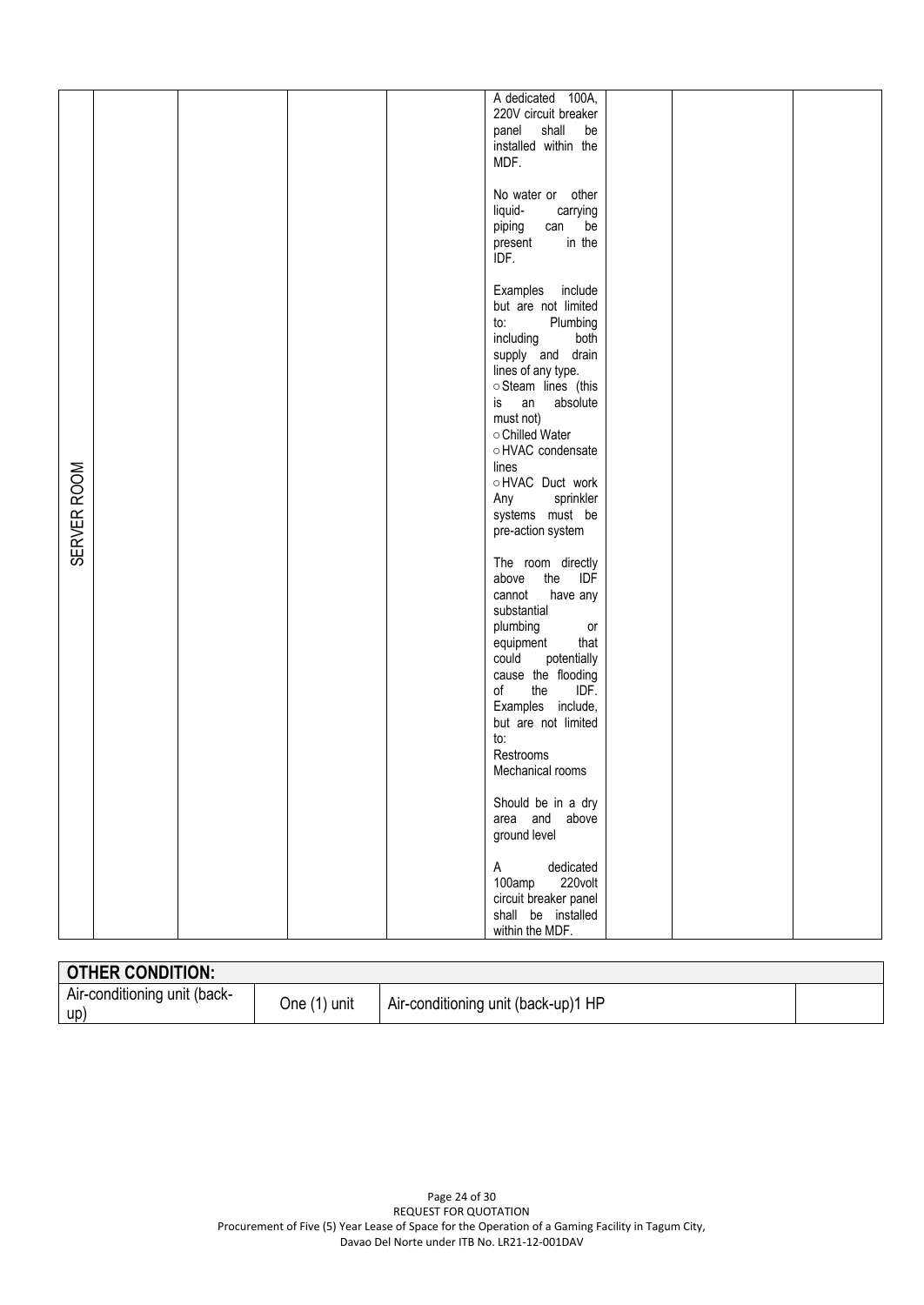| SERVER ROOM | | | | | A dedicated 100A, 220V circuit breaker panel shall be installed within the MDF.<br><br>No water or other liquid- carrying piping can be present in the IDF.<br><br>Examples include but are not limited to: Plumbing including both supply and drain lines of any type.<br>○ Steam lines (this is an absolute must not)<br>○ Chilled Water<br>○ HVAC condensate lines<br>○ HVAC Duct work<br>Any sprinkler systems must be pre-action system<br><br>The room directly above the IDF cannot have any substantial plumbing or equipment that could potentially cause the flooding of the IDF. Examples include, but are not limited to:<br>Restrooms<br>Mechanical rooms<br><br>Should be in a dry area and above ground level<br><br>A dedicated 100amp 220volt circuit breaker panel shall be installed within the MDF. | | | |
|---|---|---|---|---|---|---|---|---|

| OTHER CONDITION: | | | |
|---|---|---|---|
| Air-conditioning unit (back-up) | One (1) unit | Air-conditioning unit (back-up)1 HP | |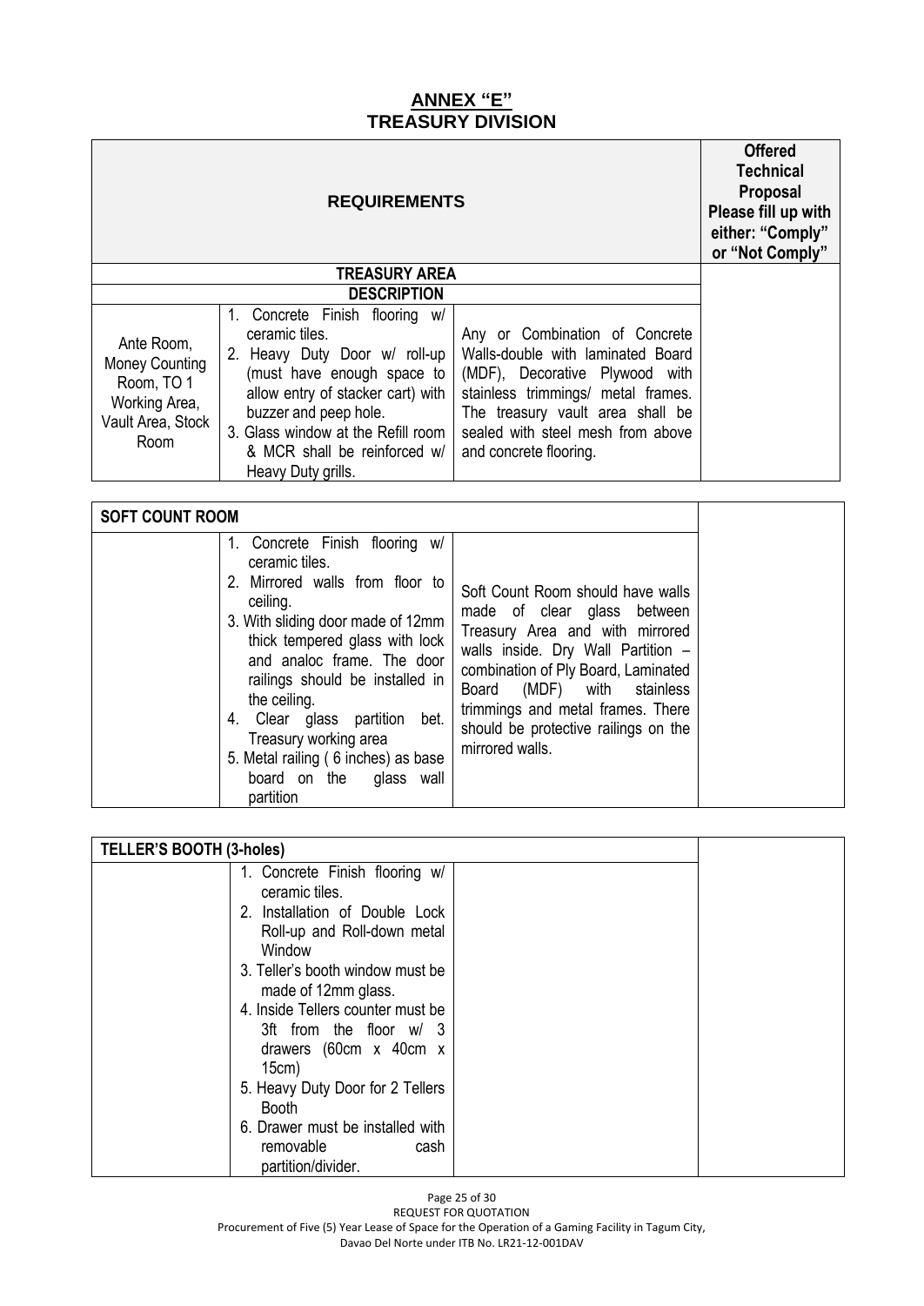## ANNEX "E"
## TREASURY DIVISION

| REQUIREMENTS | | | Offered Technical Proposal Please fill up with either: "Comply" or "Not Comply" |
|---|---|---|---|
| **TREASURY AREA** | | | |
| **DESCRIPTION** | | | |
| Ante Room, Money Counting Room, TO 1 Working Area, Vault Area, Stock Room | 1. Concrete Finish flooring w/ ceramic tiles.<br>2. Heavy Duty Door w/ roll-up (must have enough space to allow entry of stacker cart) with buzzer and peep hole.<br>3. Glass window at the Refill room & MCR shall be reinforced w/ Heavy Duty grills. | Any or Combination of Concrete Walls-double with laminated Board (MDF), Decorative Plywood with stainless trimmings/ metal frames. The treasury vault area shall be sealed with steel mesh from above and concrete flooring. | |

| SOFT COUNT ROOM | | | |
|---|---|---|---|
| | 1. Concrete Finish flooring w/ ceramic tiles.<br>2. Mirrored walls from floor to ceiling.<br>3. With sliding door made of 12mm thick tempered glass with lock and analoc frame. The door railings should be installed in the ceiling.<br>4. Clear glass partition bet. Treasury working area<br>5. Metal railing ( 6 inches) as base board on the glass wall partition | Soft Count Room should have walls made of clear glass between Treasury Area and with mirrored walls inside. Dry Wall Partition – combination of Ply Board, Laminated Board (MDF) with stainless trimmings and metal frames. There should be protective railings on the mirrored walls. | |

| TELLER'S BOOTH (3-holes) | | | |
|---|---|---|---|
| | 1. Concrete Finish flooring w/ ceramic tiles.<br>2. Installation of Double Lock Roll-up and Roll-down metal Window<br>3. Teller's booth window must be made of 12mm glass.<br>4. Inside Tellers counter must be 3ft from the floor w/ 3 drawers (60cm x 40cm x 15cm)<br>5. Heavy Duty Door for 2 Tellers Booth<br>6. Drawer must be installed with removable cash partition/divider. | | |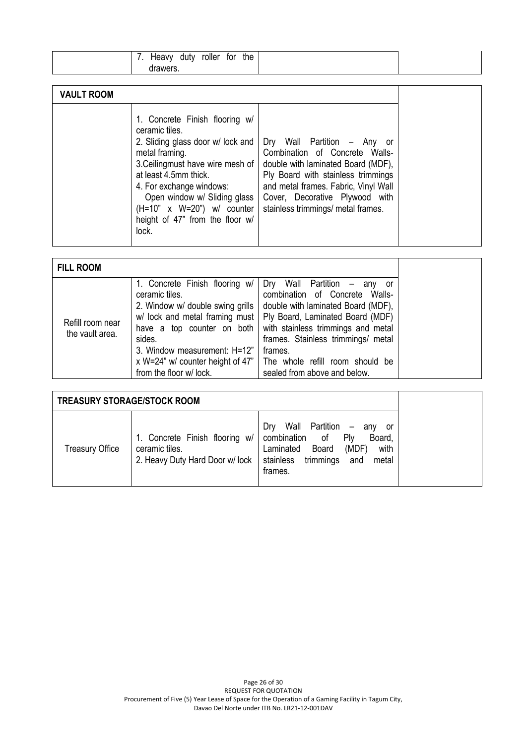| | 7. Heavy duty roller for the drawers. | | |
|---|---|---|---|

| **VAULT ROOM** | | | |
|---|---|---|---|
| | 1. Concrete Finish flooring w/ ceramic tiles.<br>2. Sliding glass door w/ lock and metal framing.<br>3.Ceilingmust have wire mesh of at least 4.5mm thick.<br>4. For exchange windows:<br>Open window w/ Sliding glass (H=10" x W=20") w/ counter height of 47" from the floor w/ lock. | Dry Wall Partition – Any or Combination of Concrete Walls- double with laminated Board (MDF), Ply Board with stainless trimmings and metal frames. Fabric, Vinyl Wall Cover, Decorative Plywood with stainless trimmings/ metal frames. | |

| **FILL ROOM** | | | |
|---|---|---|---|
| Refill room near the vault area. | 1. Concrete Finish flooring w/ ceramic tiles.<br>2. Window w/ double swing grills w/ lock and metal framing must have a top counter on both sides.<br>3. Window measurement: H=12" x W=24" w/ counter height of 47" from the floor w/ lock. | Dry Wall Partition – any or combination of Concrete Walls- double with laminated Board (MDF), Ply Board, Laminated Board (MDF) with stainless trimmings and metal frames. Stainless trimmings/ metal frames.<br>The whole refill room should be sealed from above and below. | |

| **TREASURY STORAGE/STOCK ROOM** | | | |
|---|---|---|---|
| Treasury Office | 1. Concrete Finish flooring w/ ceramic tiles.<br>2. Heavy Duty Hard Door w/ lock | Dry Wall Partition – any or combination of Ply Board, Laminated Board (MDF) with stainless trimmings and metal frames. | |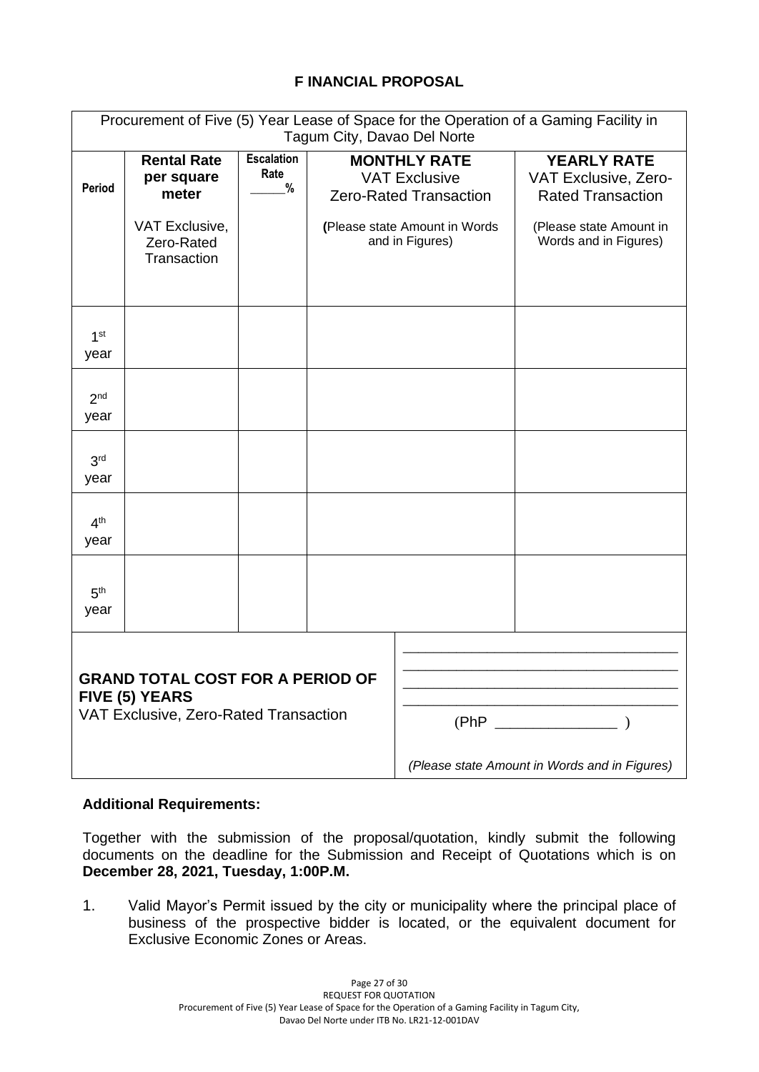## F INANCIAL PROPOSAL

| Procurement of Five (5) Year Lease of Space for the Operation of a Gaming Facility in Tagum City, Davao Del Norte | | | | |
|---|---|---|---|---|
| **Period** | **Rental Rate per square meter** VAT Exclusive, Zero-Rated Transaction | **Escalation Rate** _____% | **MONTHLY RATE** VAT Exclusive Zero-Rated Transaction **(**Please state Amount in Words and in Figures) | **YEARLY RATE** VAT Exclusive, Zero-Rated Transaction (Please state Amount in Words and in Figures) |
| 1st year | | | | |
| 2nd year | | | | |
| 3rd year | | | | |
| 4th year | | | | |
| 5th year | | | | |
| **GRAND TOTAL COST FOR A PERIOD OF FIVE (5) YEARS** VAT Exclusive, Zero-Rated Transaction | | | ____________________ ____________________ ____________________ ____________________ (PhP _______________ ) *(Please state Amount in Words and in Figures)* | |

**Additional Requirements:**

Together with the submission of the proposal/quotation, kindly submit the following documents on the deadline for the Submission and Receipt of Quotations which is on **December 28, 2021, Tuesday, 1:00P.M.**

1. Valid Mayor's Permit issued by the city or municipality where the principal place of business of the prospective bidder is located, or the equivalent document for Exclusive Economic Zones or Areas.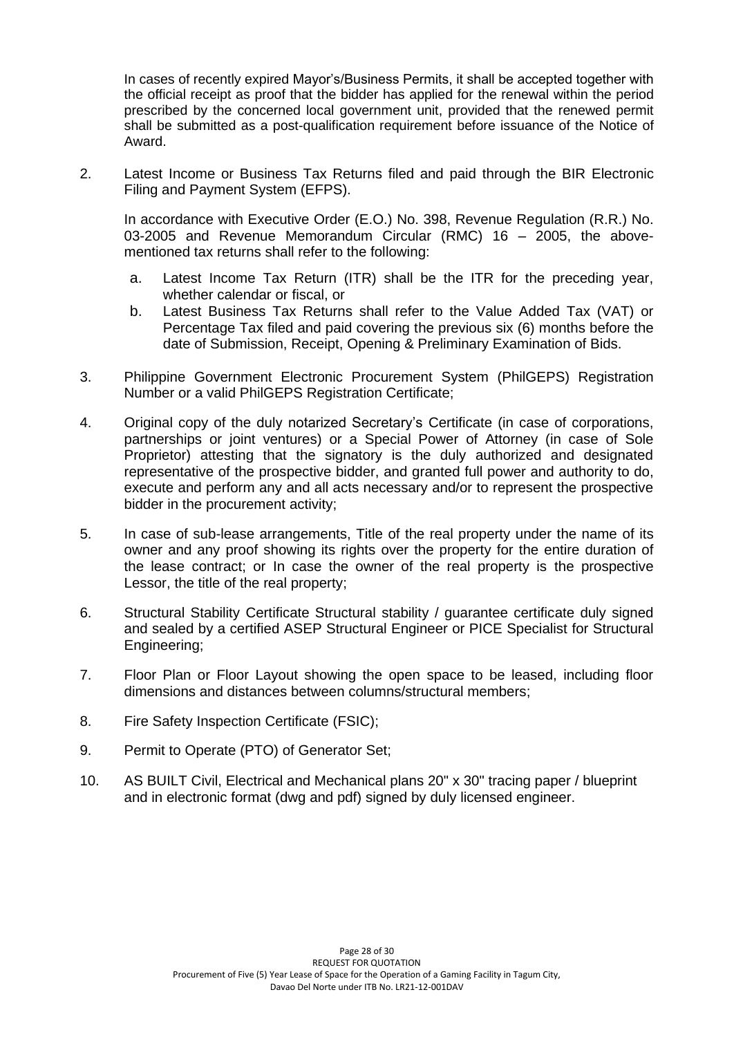In cases of recently expired Mayor's/Business Permits, it shall be accepted together with the official receipt as proof that the bidder has applied for the renewal within the period prescribed by the concerned local government unit, provided that the renewed permit shall be submitted as a post-qualification requirement before issuance of the Notice of Award.

2. Latest Income or Business Tax Returns filed and paid through the BIR Electronic Filing and Payment System (EFPS).

   In accordance with Executive Order (E.O.) No. 398, Revenue Regulation (R.R.) No. 03-2005 and Revenue Memorandum Circular (RMC) 16 – 2005, the above-mentioned tax returns shall refer to the following:

   a. Latest Income Tax Return (ITR) shall be the ITR for the preceding year, whether calendar or fiscal, or
   b. Latest Business Tax Returns shall refer to the Value Added Tax (VAT) or Percentage Tax filed and paid covering the previous six (6) months before the date of Submission, Receipt, Opening & Preliminary Examination of Bids.

3. Philippine Government Electronic Procurement System (PhilGEPS) Registration Number or a valid PhilGEPS Registration Certificate;

4. Original copy of the duly notarized Secretary's Certificate (in case of corporations, partnerships or joint ventures) or a Special Power of Attorney (in case of Sole Proprietor) attesting that the signatory is the duly authorized and designated representative of the prospective bidder, and granted full power and authority to do, execute and perform any and all acts necessary and/or to represent the prospective bidder in the procurement activity;

5. In case of sub-lease arrangements, Title of the real property under the name of its owner and any proof showing its rights over the property for the entire duration of the lease contract; or In case the owner of the real property is the prospective Lessor, the title of the real property;

6. Structural Stability Certificate Structural stability / guarantee certificate duly signed and sealed by a certified ASEP Structural Engineer or PICE Specialist for Structural Engineering;

7. Floor Plan or Floor Layout showing the open space to be leased, including floor dimensions and distances between columns/structural members;

8. Fire Safety Inspection Certificate (FSIC);

9. Permit to Operate (PTO) of Generator Set;

10. AS BUILT Civil, Electrical and Mechanical plans 20" x 30" tracing paper / blueprint and in electronic format (dwg and pdf) signed by duly licensed engineer.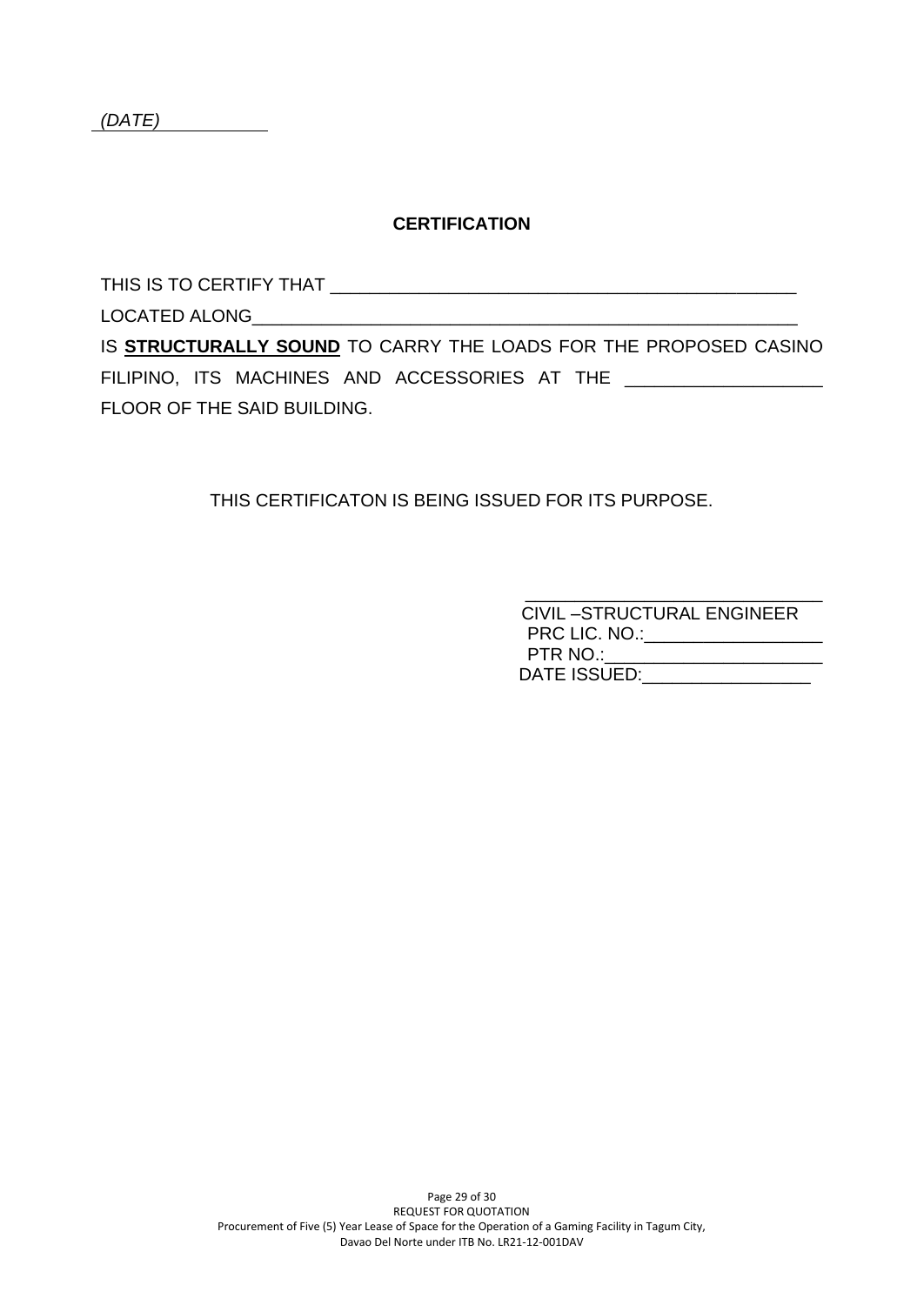*(DATE)*

## CERTIFICATION

THIS IS TO CERTIFY THAT ______________________________________________

LOCATED ALONG____________________________________________________

IS **STRUCTURALLY SOUND** TO CARRY THE LOADS FOR THE PROPOSED CASINO FILIPINO, ITS MACHINES AND ACCESSORIES AT THE __________________ FLOOR OF THE SAID BUILDING.

THIS CERTIFICATON IS BEING ISSUED FOR ITS PURPOSE.

______________________________

CIVIL –STRUCTURAL ENGINEER

PRC LIC. NO.:_________________

PTR NO.:_____________________

DATE ISSUED:________________

Page 29 of 30

REQUEST FOR QUOTATION

Procurement of Five (5) Year Lease of Space for the Operation of a Gaming Facility in Tagum City, Davao Del Norte under ITB No. LR21-12-001DAV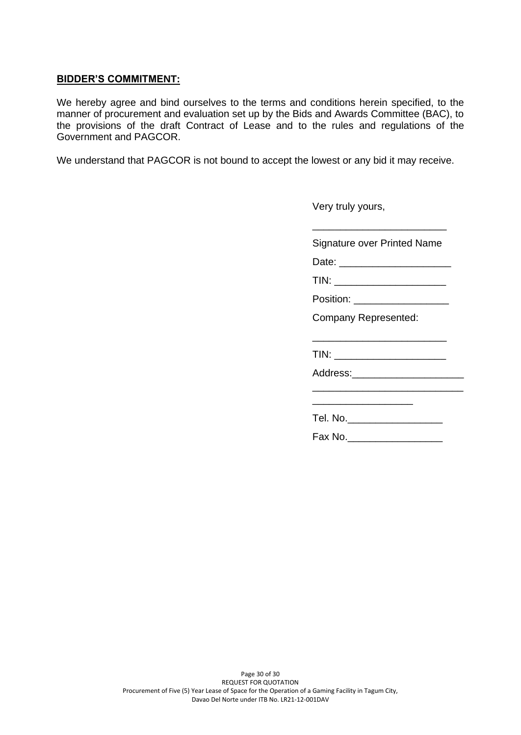**BIDDER'S COMMITMENT:**

We hereby agree and bind ourselves to the terms and conditions herein specified, to the manner of procurement and evaluation set up by the Bids and Awards Committee (BAC), to the provisions of the draft Contract of Lease and to the rules and regulations of the Government and PAGCOR.

We understand that PAGCOR is not bound to accept the lowest or any bid it may receive.

Very truly yours,

________________________

Signature over Printed Name

Date: ____________________

TIN: ____________________

Position: _________________

Company Represented:

________________________

TIN: ____________________

Address:____________________

___________________________

__________________

Tel. No._________________

Fax No._________________